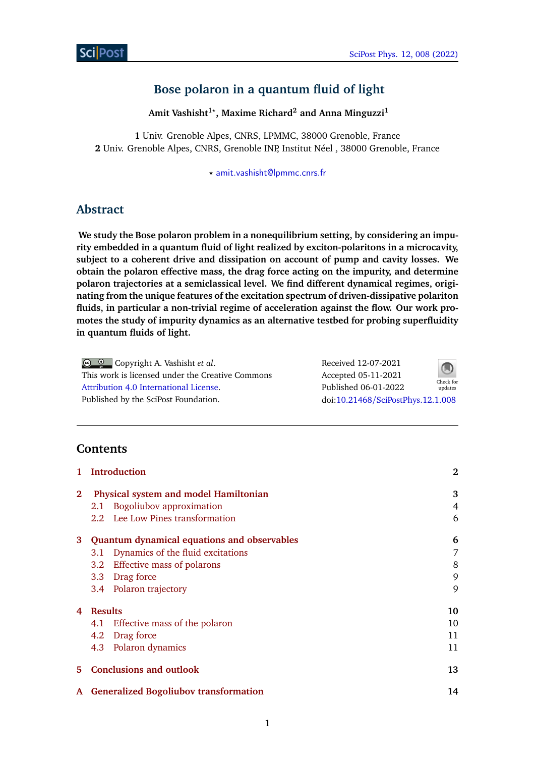# Bose polaron in a quantum fluid of light

**Amit Vashisht[1⋆], Maxime Richard[2] and Anna Minguzzi[1]**

**1** Univ. Grenoble Alpes, CNRS, LPMMC, 38000 Grenoble, France
**2** Univ. Grenoble Alpes, CNRS, Grenoble INP, Institut Néel , 38000 Grenoble, France

⋆ amit.vashisht@lpmmc.cnrs.fr

## Abstract

**We study the Bose polaron problem in a nonequilibrium setting, by considering an impurity embedded in a quantum fluid of light realized by exciton-polaritons in a microcavity, subject to a coherent drive and dissipation on account of pump and cavity losses. We obtain the polaron effective mass, the drag force acting on the impurity, and determine polaron trajectories at a semiclassical level. We find different dynamical regimes, originating from the unique features of the excitation spectrum of driven-dissipative polariton fluids, in particular a non-trivial regime of acceleration against the flow. Our work promotes the study of impurity dynamics as an alternative testbed for probing superfluidity in quantum fluids of light.**

Copyright A. Vashisht *et al*.
This work is licensed under the Creative Commons Attribution 4.0 International License.
Published by the SciPost Foundation.

Received 12-07-2021
Accepted 05-11-2021
Published 06-01-2022
doi:10.21468/SciPostPhys.12.1.008

---

## Contents

| | | |
|---|---|---|
| **1** | **Introduction** | **2** |
| **2** | **Physical system and model Hamiltonian** | **3** |
| 2.1 | Bogoliubov approximation | 4 |
| 2.2 | Lee Low Pines transformation | 6 |
| **3** | **Quantum dynamical equations and observables** | **6** |
| 3.1 | Dynamics of the fluid excitations | 7 |
| 3.2 | Effective mass of polarons | 8 |
| 3.3 | Drag force | 9 |
| 3.4 | Polaron trajectory | 9 |
| **4** | **Results** | **10** |
| 4.1 | Effective mass of the polaron | 10 |
| 4.2 | Drag force | 11 |
| 4.3 | Polaron dynamics | 11 |
| **5** | **Conclusions and outlook** | **13** |
| **A** | **Generalized Bogoliubov transformation** | **14** |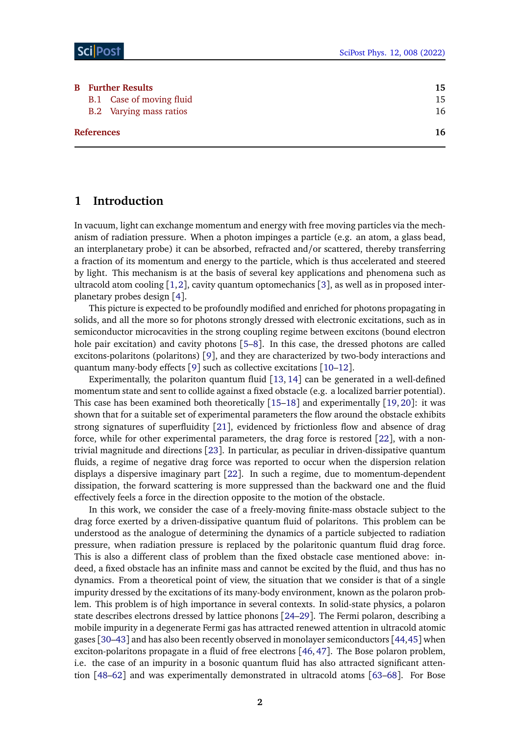| | |
|---|---|
| **B Further Results** | **15** |
| B.1 Case of moving fluid | 15 |
| B.2 Varying mass ratios | 16 |
| **References** | **16** |

# 1 Introduction

In vacuum, light can exchange momentum and energy with free moving particles via the mechanism of radiation pressure. When a photon impinges a particle (e.g. an atom, a glass bead, an interplanetary probe) it can be absorbed, refracted and/or scattered, thereby transferring a fraction of its momentum and energy to the particle, which is thus accelerated and steered by light. This mechanism is at the basis of several key applications and phenomena such as ultracold atom cooling [1,2], cavity quantum optomechanics [3], as well as in proposed interplanetary probes design [4].

This picture is expected to be profoundly modified and enriched for photons propagating in solids, and all the more so for photons strongly dressed with electronic excitations, such as in semiconductor microcavities in the strong coupling regime between excitons (bound electron hole pair excitation) and cavity photons [5–8]. In this case, the dressed photons are called excitons-polaritons (polaritons) [9], and they are characterized by two-body interactions and quantum many-body effects [9] such as collective excitations [10–12].

Experimentally, the polariton quantum fluid [13, 14] can be generated in a well-defined momentum state and sent to collide against a fixed obstacle (e.g. a localized barrier potential). This case has been examined both theoretically [15–18] and experimentally [19, 20]: it was shown that for a suitable set of experimental parameters the flow around the obstacle exhibits strong signatures of superfluidity [21], evidenced by frictionless flow and absence of drag force, while for other experimental parameters, the drag force is restored [22], with a non-trivial magnitude and directions [23]. In particular, as peculiar in driven-dissipative quantum fluids, a regime of negative drag force was reported to occur when the dispersion relation displays a dispersive imaginary part [22]. In such a regime, due to momentum-dependent dissipation, the forward scattering is more suppressed than the backward one and the fluid effectively feels a force in the direction opposite to the motion of the obstacle.

In this work, we consider the case of a freely-moving finite-mass obstacle subject to the drag force exerted by a driven-dissipative quantum fluid of polaritons. This problem can be understood as the analogue of determining the dynamics of a particle subjected to radiation pressure, when radiation pressure is replaced by the polaritonic quantum fluid drag force. This is also a different class of problem than the fixed obstacle case mentioned above: indeed, a fixed obstacle has an infinite mass and cannot be excited by the fluid, and thus has no dynamics. From a theoretical point of view, the situation that we consider is that of a single impurity dressed by the excitations of its many-body environment, known as the polaron problem. This problem is of high importance in several contexts. In solid-state physics, a polaron state describes electrons dressed by lattice phonons [24–29]. The Fermi polaron, describing a mobile impurity in a degenerate Fermi gas has attracted renewed attention in ultracold atomic gases [30–43] and has also been recently observed in monolayer semiconductors [44,45] when exciton-polaritons propagate in a fluid of free electrons [46, 47]. The Bose polaron problem, i.e. the case of an impurity in a bosonic quantum fluid has also attracted significant attention [48–62] and was experimentally demonstrated in ultracold atoms [63–68]. For Bose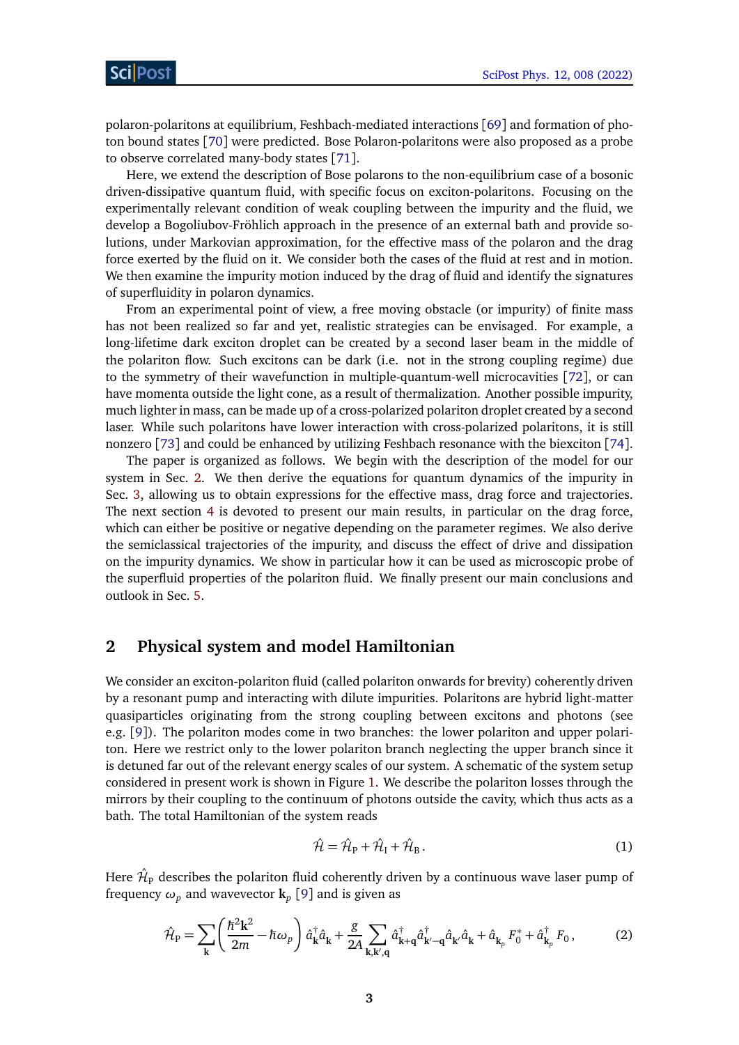polaron-polaritons at equilibrium, Feshbach-mediated interactions [69] and formation of photon bound states [70] were predicted. Bose Polaron-polaritons were also proposed as a probe to observe correlated many-body states [71].

Here, we extend the description of Bose polarons to the non-equilibrium case of a bosonic driven-dissipative quantum fluid, with specific focus on exciton-polaritons. Focusing on the experimentally relevant condition of weak coupling between the impurity and the fluid, we develop a Bogoliubov-Fröhlich approach in the presence of an external bath and provide solutions, under Markovian approximation, for the effective mass of the polaron and the drag force exerted by the fluid on it. We consider both the cases of the fluid at rest and in motion. We then examine the impurity motion induced by the drag of fluid and identify the signatures of superfluidity in polaron dynamics.

From an experimental point of view, a free moving obstacle (or impurity) of finite mass has not been realized so far and yet, realistic strategies can be envisaged. For example, a long-lifetime dark exciton droplet can be created by a second laser beam in the middle of the polariton flow. Such excitons can be dark (i.e. not in the strong coupling regime) due to the symmetry of their wavefunction in multiple-quantum-well microcavities [72], or can have momenta outside the light cone, as a result of thermalization. Another possible impurity, much lighter in mass, can be made up of a cross-polarized polariton droplet created by a second laser. While such polaritons have lower interaction with cross-polarized polaritons, it is still nonzero [73] and could be enhanced by utilizing Feshbach resonance with the biexciton [74].

The paper is organized as follows. We begin with the description of the model for our system in Sec. 2. We then derive the equations for quantum dynamics of the impurity in Sec. 3, allowing us to obtain expressions for the effective mass, drag force and trajectories. The next section 4 is devoted to present our main results, in particular on the drag force, which can either be positive or negative depending on the parameter regimes. We also derive the semiclassical trajectories of the impurity, and discuss the effect of drive and dissipation on the impurity dynamics. We show in particular how it can be used as microscopic probe of the superfluid properties of the polariton fluid. We finally present our main conclusions and outlook in Sec. 5.

## 2 Physical system and model Hamiltonian

We consider an exciton-polariton fluid (called polariton onwards for brevity) coherently driven by a resonant pump and interacting with dilute impurities. Polaritons are hybrid light-matter quasiparticles originating from the strong coupling between excitons and photons (see e.g. [9]). The polariton modes come in two branches: the lower polariton and upper polariton. Here we restrict only to the lower polariton branch neglecting the upper branch since it is detuned far out of the relevant energy scales of our system. A schematic of the system setup considered in present work is shown in Figure 1. We describe the polariton losses through the mirrors by their coupling to the continuum of photons outside the cavity, which thus acts as a bath. The total Hamiltonian of the system reads

$$\hat{\mathcal{H}} = \hat{\mathcal{H}}_{\mathrm{P}} + \hat{\mathcal{H}}_{\mathrm{I}} + \hat{\mathcal{H}}_{\mathrm{B}} \,. \tag{1}$$

Here $\hat{\mathcal{H}}_{\mathrm{P}}$ describes the polariton fluid coherently driven by a continuous wave laser pump of frequency $\omega_p$ and wavevector $\mathbf{k}_p$ [9] and is given as

$$\hat{\mathcal{H}}_{\mathrm{P}} = \sum_{\mathbf{k}} \left( \frac{\hbar^2 \mathbf{k}^2}{2m} - \hbar\omega_p \right) \hat{a}^{\dagger}_{\mathbf{k}} \hat{a}_{\mathbf{k}} + \frac{g}{2A} \sum_{\mathbf{k},\mathbf{k}',\mathbf{q}} \hat{a}^{\dagger}_{\mathbf{k}+\mathbf{q}} \hat{a}^{\dagger}_{\mathbf{k}'-\mathbf{q}} \hat{a}_{\mathbf{k}'} \hat{a}_{\mathbf{k}} + \hat{a}_{\mathbf{k}_p} F_0^* + \hat{a}^{\dagger}_{\mathbf{k}_p} F_0 \,, \tag{2}$$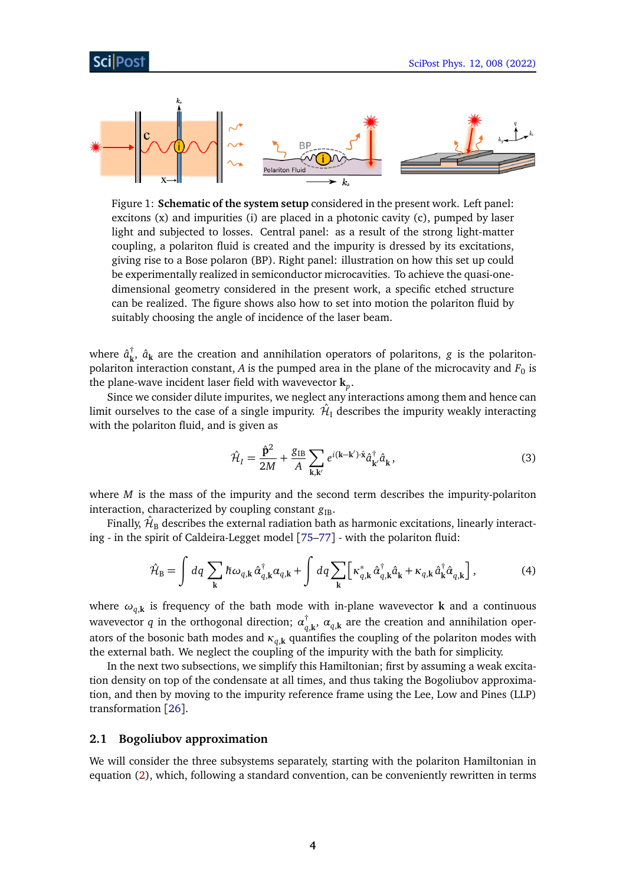Figure 1: **Schematic of the system setup** considered in the present work. Left panel: excitons (x) and impurities (i) are placed in a photonic cavity (c), pumped by laser light and subjected to losses. Central panel: as a result of the strong light-matter coupling, a polariton fluid is created and the impurity is dressed by its excitations, giving rise to a Bose polaron (BP). Right panel: illustration on how this set up could be experimentally realized in semiconductor microcavities. To achieve the quasi-one-dimensional geometry considered in the present work, a specific etched structure can be realized. The figure shows also how to set into motion the polariton fluid by suitably choosing the angle of incidence of the laser beam.

where $\hat{a}^{\dagger}_{\mathbf{k}}$, $\hat{a}_{\mathbf{k}}$ are the creation and annihilation operators of polaritons, $g$ is the polariton-polariton interaction constant, $A$ is the pumped area in the plane of the microcavity and $F_0$ is the plane-wave incident laser field with wavevector $\mathbf{k}_p$.

Since we consider dilute impurites, we neglect any interactions among them and hence can limit ourselves to the case of a single impurity. $\hat{\mathcal{H}}_{\mathrm{I}}$ describes the impurity weakly interacting with the polariton fluid, and is given as

$$\hat{\mathcal{H}}_I = \frac{\hat{\mathbf{p}}^2}{2M} + \frac{g_{\mathrm{IB}}}{A}\sum_{\mathbf{k},\mathbf{k}'} e^{i(\mathbf{k}-\mathbf{k}')\cdot\hat{\mathbf{x}}}\hat{a}^{\dagger}_{\mathbf{k}'}\hat{a}_{\mathbf{k}}\,, \tag{3}$$

where $M$ is the mass of the impurity and the second term describes the impurity-polariton interaction, characterized by coupling constant $g_{\mathrm{IB}}$.

Finally, $\hat{\mathcal{H}}_{\mathrm{B}}$ describes the external radiation bath as harmonic excitations, linearly interacting - in the spirit of Caldeira-Legget model [75–77] - with the polariton fluid:

$$\hat{\mathcal{H}}_{\mathrm{B}} = \int dq \sum_{\mathbf{k}} \hbar\omega_{q,\mathbf{k}}\,\hat{\alpha}^{\dagger}_{q,\mathbf{k}}\alpha_{q,\mathbf{k}} + \int dq \sum_{\mathbf{k}} \left[\kappa^{*}_{q,\mathbf{k}}\,\hat{\alpha}^{\dagger}_{q,\mathbf{k}}\hat{a}_{\mathbf{k}} + \kappa_{q,\mathbf{k}}\,\hat{a}^{\dagger}_{\mathbf{k}}\hat{\alpha}_{q,\mathbf{k}}\right], \tag{4}$$

where $\omega_{q,\mathbf{k}}$ is frequency of the bath mode with in-plane wavevector $\mathbf{k}$ and a continuous wavevector $q$ in the orthogonal direction; $\alpha^{\dagger}_{q,\mathbf{k}}$, $\alpha_{q,\mathbf{k}}$ are the creation and annihilation operators of the bosonic bath modes and $\kappa_{q,\mathbf{k}}$ quantifies the coupling of the polariton modes with the external bath. We neglect the coupling of the impurity with the bath for simplicity.

In the next two subsections, we simplify this Hamiltonian; first by assuming a weak excitation density on top of the condensate at all times, and thus taking the Bogoliubov approximation, and then by moving to the impurity reference frame using the Lee, Low and Pines (LLP) transformation [26].

### 2.1 Bogoliubov approximation

We will consider the three subsystems separately, starting with the polariton Hamiltonian in equation (2), which, following a standard convention, can be conveniently rewritten in terms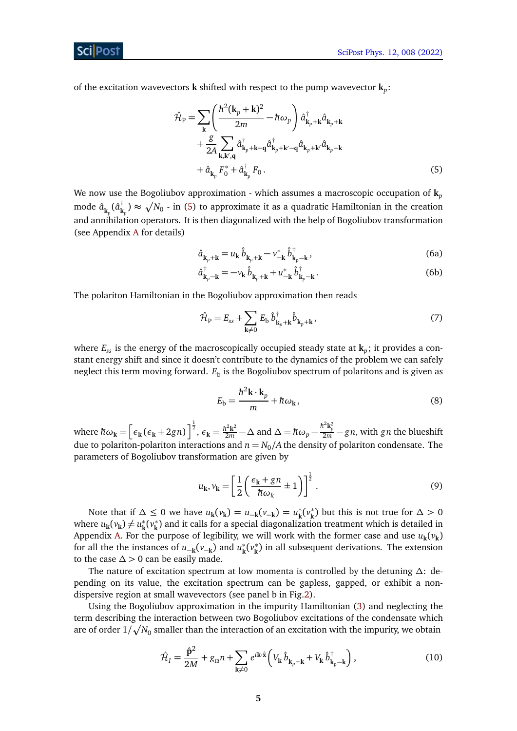of the excitation wavevectors $\mathbf{k}$ shifted with respect to the pump wavevector $\mathbf{k}_p$:

$$
\begin{aligned}
\hat{\mathcal{H}}_{\mathrm{P}} = &\sum_{\mathbf{k}} \left( \frac{\hbar^2 (\mathbf{k}_p + \mathbf{k})^2}{2m} - \hbar\omega_p \right) \hat{a}^\dagger_{\mathbf{k}_p+\mathbf{k}} \hat{a}_{\mathbf{k}_p+\mathbf{k}} \\
&+ \frac{g}{2A} \sum_{\mathbf{k},\mathbf{k}',\mathbf{q}} \hat{a}^\dagger_{\mathbf{k}_p+\mathbf{k}+\mathbf{q}} \hat{a}^\dagger_{\mathbf{k}_p+\mathbf{k}'-\mathbf{q}} \hat{a}_{\mathbf{k}_p+\mathbf{k}'} \hat{a}_{\mathbf{k}_p+\mathbf{k}} \\
&+ \hat{a}_{\mathbf{k}_p} F_0^* + \hat{a}^\dagger_{\mathbf{k}_p} F_0 \,.
\end{aligned} \tag{5}
$$

We now use the Bogoliubov approximation - which assumes a macroscopic occupation of $\mathbf{k}_p$ mode $\hat{a}_{\mathbf{k}_p} (\hat{a}^\dagger_{\mathbf{k}_p}) \approx \sqrt{N_0}$ - in (5) to approximate it as a quadratic Hamiltonian in the creation and annihilation operators. It is then diagonalized with the help of Bogoliubov transformation (see Appendix A for details)

$$
\hat{a}_{\mathbf{k}_p+\mathbf{k}} = u_{\mathbf{k}} \hat{b}_{\mathbf{k}_p+\mathbf{k}} - v^*_{-\mathbf{k}} \hat{b}^\dagger_{\mathbf{k}_p-\mathbf{k}} \,, \tag{6a}
$$

$$
\hat{a}^\dagger_{\mathbf{k}_p-\mathbf{k}} = -v_{\mathbf{k}} \hat{b}_{\mathbf{k}_p+\mathbf{k}} + u^*_{-\mathbf{k}} \hat{b}^\dagger_{\mathbf{k}_p-\mathbf{k}} \,. \tag{6b}
$$

The polariton Hamiltonian in the Bogoliubov approximation then reads

$$
\hat{\mathcal{H}}_{\mathrm{P}} = E_{ss} + \sum_{\mathbf{k}\neq 0} E_{\mathrm{b}} \hat{b}^\dagger_{\mathbf{k}_p+\mathbf{k}} \hat{b}_{\mathbf{k}_p+\mathbf{k}} \,, \tag{7}
$$

where $E_{ss}$ is the energy of the macroscopically occupied steady state at $\mathbf{k}_p$; it provides a constant energy shift and since it doesn't contribute to the dynamics of the problem we can safely neglect this term moving forward. $E_{\mathrm{b}}$ is the Bogoliubov spectrum of polaritons and is given as

$$
E_{\mathrm{b}} = \frac{\hbar^2 \mathbf{k}\cdot\mathbf{k}_p}{m} + \hbar\omega_{\mathbf{k}} \,, \tag{8}
$$

where $\hbar\omega_{\mathbf{k}} = \left[ \epsilon_{\mathbf{k}} (\epsilon_{\mathbf{k}} + 2gn) \right]^{\frac{1}{2}}$, $\epsilon_{\mathbf{k}} = \frac{\hbar^2 \mathbf{k}^2}{2m} - \Delta$ and $\Delta = \hbar\omega_p - \frac{\hbar^2 \mathbf{k}_p^2}{2m} - gn$, with $gn$ the blueshift due to polariton-polariton interactions and $n = N_0/A$ the density of polariton condensate. The parameters of Bogoliubov transformation are given by

$$
u_{\mathbf{k}}, v_{\mathbf{k}} = \left[ \frac{1}{2} \left( \frac{\epsilon_{\mathbf{k}} + gn}{\hbar\omega_k} \pm 1 \right) \right]^{\frac{1}{2}} . \tag{9}
$$

Note that if $\Delta \leq 0$ we have $u_{\mathbf{k}}(v_{\mathbf{k}}) = u_{-\mathbf{k}}(v_{-\mathbf{k}}) = u^*_{\mathbf{k}}(v^*_{\mathbf{k}})$ but this is not true for $\Delta > 0$ where $u_{\mathbf{k}}(v_{\mathbf{k}}) \neq u^*_{\mathbf{k}}(v^*_{\mathbf{k}})$ and it calls for a special diagonalization treatment which is detailed in Appendix A. For the purpose of legibility, we will work with the former case and use $u_{\mathbf{k}}(v_{\mathbf{k}})$ for all the the instances of $u_{-\mathbf{k}}(v_{-\mathbf{k}})$ and $u^*_{\mathbf{k}}(v^*_{\mathbf{k}})$ in all subsequent derivations. The extension to the case $\Delta > 0$ can be easily made.

The nature of excitation spectrum at low momenta is controlled by the detuning $\Delta$: depending on its value, the excitation spectrum can be gapless, gapped, or exhibit a non-dispersive region at small wavevectors (see panel b in Fig.2).

Using the Bogoliubov approximation in the impurity Hamiltonian (3) and neglecting the term describing the interaction between two Bogoliubov excitations of the condensate which are of order $1/\sqrt{N_0}$ smaller than the interaction of an excitation with the impurity, we obtain

$$
\hat{\mathcal{H}}_I = \frac{\hat{\mathbf{p}}^2}{2M} + g_{\mathrm{IB}} n + \sum_{\mathbf{k}\neq 0} e^{i\mathbf{k}\cdot\hat{\mathbf{x}}} \left( V_{\mathbf{k}} \hat{b}_{\mathbf{k}_p+\mathbf{k}} + V_{\mathbf{k}} \hat{b}^\dagger_{\mathbf{k}_p-\mathbf{k}} \right) , \tag{10}
$$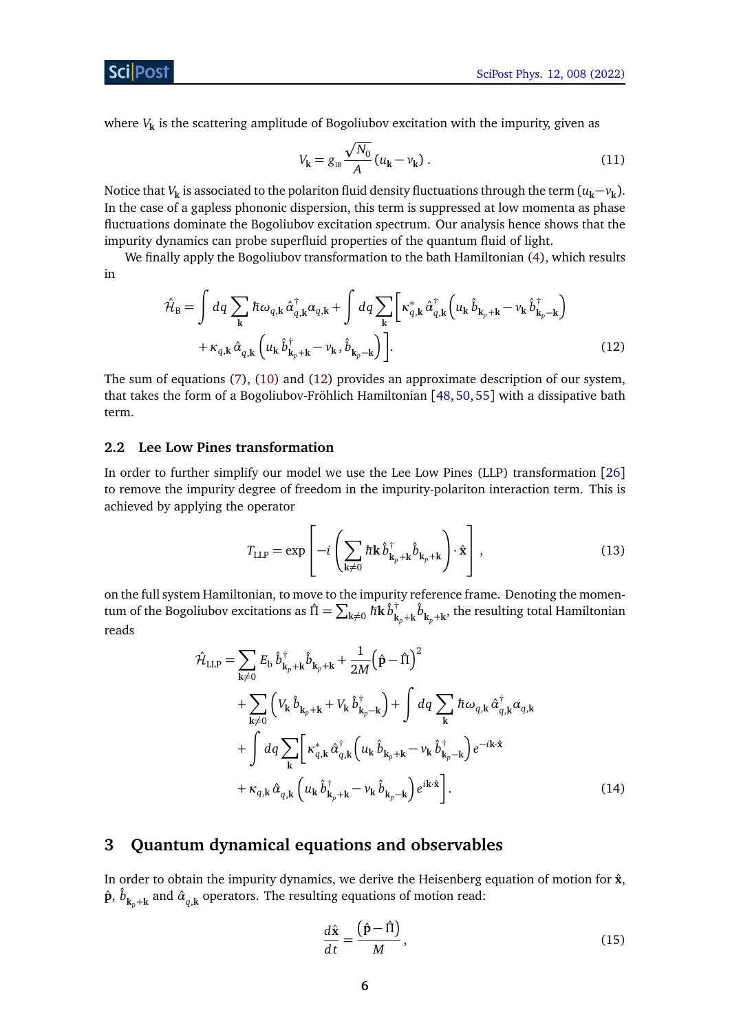where $V_{\mathbf{k}}$ is the scattering amplitude of Bogoliubov excitation with the impurity, given as

$$V_{\mathbf{k}} = g_{\text{IB}} \frac{\sqrt{N_0}}{A} (u_{\mathbf{k}} - v_{\mathbf{k}}) \,. \tag{11}$$

Notice that $V_{\mathbf{k}}$ is associated to the polariton fluid density fluctuations through the term $(u_{\mathbf{k}} - v_{\mathbf{k}})$. In the case of a gapless phononic dispersion, this term is suppressed at low momenta as phase fluctuations dominate the Bogoliubov excitation spectrum. Our analysis hence shows that the impurity dynamics can probe superfluid properties of the quantum fluid of light.

We finally apply the Bogoliubov transformation to the bath Hamiltonian (4), which results in

$$\begin{aligned}\hat{\mathcal{H}}_{\text{B}} = \int dq \sum_{\mathbf{k}} \hbar\omega_{q,\mathbf{k}}\, \hat{\alpha}^{\dagger}_{q,\mathbf{k}} \alpha_{q,\mathbf{k}} + \int dq \sum_{\mathbf{k}} \Big[ \kappa^{*}_{q,\mathbf{k}}\, \hat{\alpha}^{\dagger}_{q,\mathbf{k}} \left( u_{\mathbf{k}}\, \hat{b}_{\mathbf{k}_p+\mathbf{k}} - v_{\mathbf{k}}\, \hat{b}^{\dagger}_{\mathbf{k}_p-\mathbf{k}} \right) \\ + \kappa_{q,\mathbf{k}}\, \hat{\alpha}_{q,\mathbf{k}} \left( u_{\mathbf{k}}\, \hat{b}^{\dagger}_{\mathbf{k}_p+\mathbf{k}} - v_{\mathbf{k}}\,, \hat{b}_{\mathbf{k}_p-\mathbf{k}} \right) \Big].\end{aligned} \tag{12}$$

The sum of equations (7), (10) and (12) provides an approximate description of our system, that takes the form of a Bogoliubov-Fröhlich Hamiltonian [48, 50, 55] with a dissipative bath term.

### 2.2 Lee Low Pines transformation

In order to further simplify our model we use the Lee Low Pines (LLP) transformation [26] to remove the impurity degree of freedom in the impurity-polariton interaction term. This is achieved by applying the operator

$$T_{\text{LLP}} = \exp\left[ -i \left( \sum_{\mathbf{k}\neq 0} \hbar\mathbf{k}\, \hat{b}^{\dagger}_{\mathbf{k}_p+\mathbf{k}} \hat{b}_{\mathbf{k}_p+\mathbf{k}} \right) \cdot \hat{\mathbf{x}} \right], \tag{13}$$

on the full system Hamiltonian, to move to the impurity reference frame. Denoting the momentum of the Bogoliubov excitations as $\hat{\Pi} = \sum_{\mathbf{k}\neq 0} \hbar\mathbf{k}\, \hat{b}^{\dagger}_{\mathbf{k}_p+\mathbf{k}} \hat{b}_{\mathbf{k}_p+\mathbf{k}}$, the resulting total Hamiltonian reads

$$\begin{aligned}\hat{\mathcal{H}}_{\text{LLP}} = \sum_{\mathbf{k}\neq 0} E_{\text{b}}\, \hat{b}^{\dagger}_{\mathbf{k}_p+\mathbf{k}} \hat{b}_{\mathbf{k}_p+\mathbf{k}} + \frac{1}{2M}\left( \hat{\mathbf{p}} - \hat{\Pi} \right)^2 \\ + \sum_{\mathbf{k}\neq 0} \left( V_{\mathbf{k}}\, \hat{b}_{\mathbf{k}_p+\mathbf{k}} + V_{\mathbf{k}}\, \hat{b}^{\dagger}_{\mathbf{k}_p-\mathbf{k}} \right) + \int dq \sum_{\mathbf{k}} \hbar\omega_{q,\mathbf{k}}\, \hat{\alpha}^{\dagger}_{q,\mathbf{k}} \alpha_{q,\mathbf{k}} \\ + \int dq \sum_{\mathbf{k}} \Big[ \kappa^{*}_{q,\mathbf{k}}\, \hat{\alpha}^{\dagger}_{q,\mathbf{k}} \left( u_{\mathbf{k}}\, \hat{b}_{\mathbf{k}_p+\mathbf{k}} - v_{\mathbf{k}}\, \hat{b}^{\dagger}_{\mathbf{k}_p-\mathbf{k}} \right) e^{-i\mathbf{k}\cdot\hat{\mathbf{x}}} \\ + \kappa_{q,\mathbf{k}}\, \hat{\alpha}_{q,\mathbf{k}} \left( u_{\mathbf{k}}\, \hat{b}^{\dagger}_{\mathbf{k}_p+\mathbf{k}} - v_{\mathbf{k}}\, \hat{b}_{\mathbf{k}_p-\mathbf{k}} \right) e^{i\mathbf{k}\cdot\hat{\mathbf{x}}} \Big].\end{aligned} \tag{14}$$

## 3 Quantum dynamical equations and observables

In order to obtain the impurity dynamics, we derive the Heisenberg equation of motion for $\hat{\mathbf{x}}$, $\hat{\mathbf{p}}$, $\hat{b}_{\mathbf{k}_p+\mathbf{k}}$ and $\hat{\alpha}_{q,\mathbf{k}}$ operators. The resulting equations of motion read:

$$\frac{d\hat{\mathbf{x}}}{dt} = \frac{\left( \hat{\mathbf{p}} - \hat{\Pi} \right)}{M}, \tag{15}$$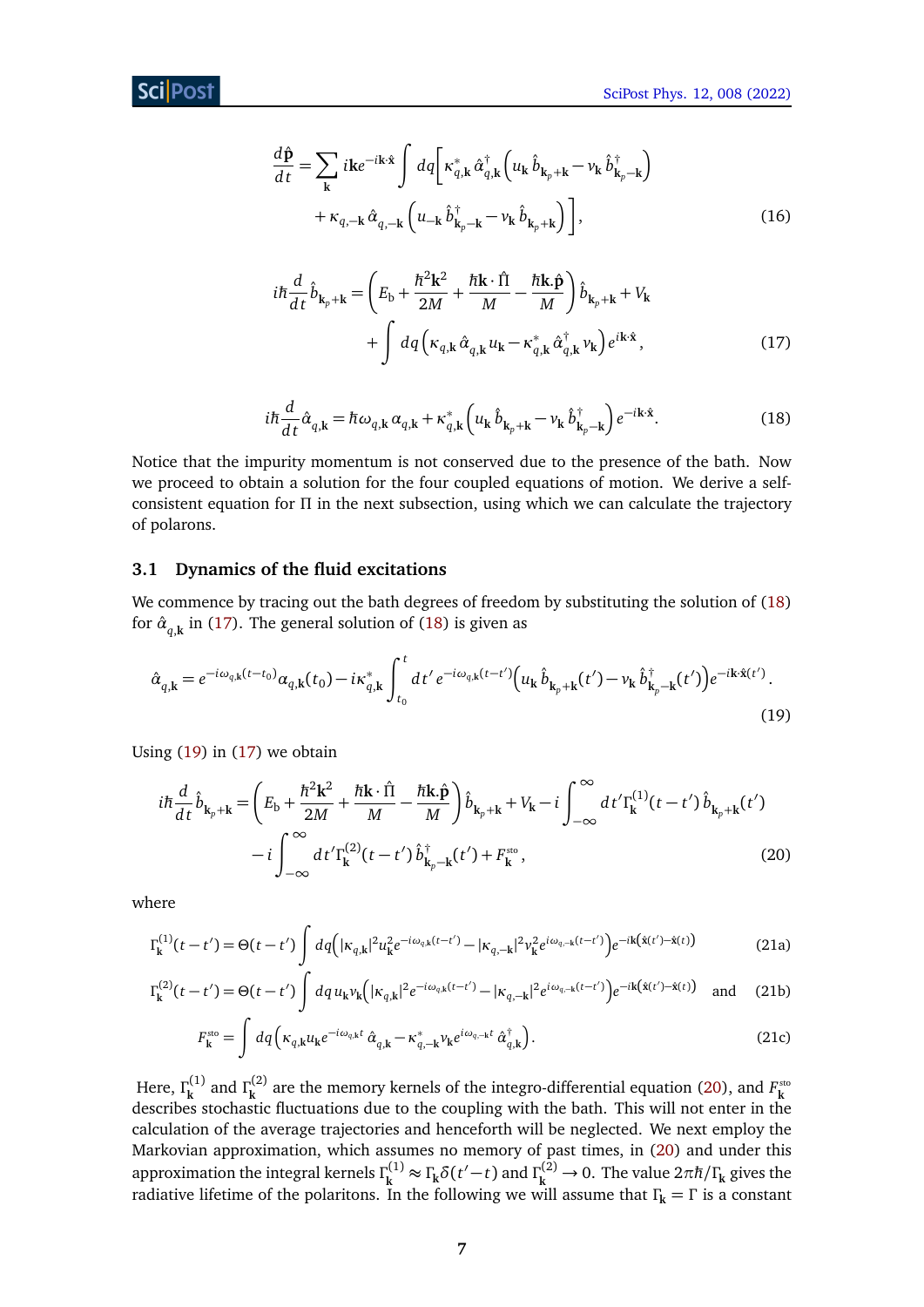$$
\frac{d\hat{\mathbf{p}}}{dt} = \sum_{\mathbf{k}} i\mathbf{k} e^{-i\mathbf{k}\cdot\hat{\mathbf{x}}} \int dq \bigg[ \kappa^*_{q,\mathbf{k}} \hat{\alpha}^\dagger_{q,\mathbf{k}} \Big( u_{\mathbf{k}} \hat{b}_{\mathbf{k}_p+\mathbf{k}} - v_{\mathbf{k}} \hat{b}^\dagger_{\mathbf{k}_p-\mathbf{k}} \Big) + \kappa_{q,-\mathbf{k}} \hat{\alpha}_{q,-\mathbf{k}} \Big( u_{-\mathbf{k}} \hat{b}^\dagger_{\mathbf{k}_p-\mathbf{k}} - v_{\mathbf{k}} \hat{b}_{\mathbf{k}_p+\mathbf{k}} \Big) \bigg], \tag{16}
$$

$$
i\hbar \frac{d}{dt} \hat{b}_{\mathbf{k}_p+\mathbf{k}} = \left( E_{\mathrm{b}} + \frac{\hbar^2 \mathbf{k}^2}{2M} + \frac{\hbar \mathbf{k}\cdot\hat{\Pi}}{M} - \frac{\hbar \mathbf{k}.\hat{\mathbf{p}}}{M} \right) \hat{b}_{\mathbf{k}_p+\mathbf{k}} + V_{\mathbf{k}} + \int dq \left( \kappa_{q,\mathbf{k}} \hat{\alpha}_{q,\mathbf{k}} u_{\mathbf{k}} - \kappa^*_{q,\mathbf{k}} \hat{\alpha}^\dagger_{q,\mathbf{k}} v_{\mathbf{k}} \right) e^{i\mathbf{k}\cdot\hat{\mathbf{x}}}, \tag{17}
$$

$$
i\hbar \frac{d}{dt} \hat{\alpha}_{q,\mathbf{k}} = \hbar \omega_{q,\mathbf{k}} \alpha_{q,\mathbf{k}} + \kappa^*_{q,\mathbf{k}} \left( u_{\mathbf{k}} \hat{b}_{\mathbf{k}_p+\mathbf{k}} - v_{\mathbf{k}} \hat{b}^\dagger_{\mathbf{k}_p-\mathbf{k}} \right) e^{-i\mathbf{k}\cdot\hat{\mathbf{x}}}. \tag{18}
$$

Notice that the impurity momentum is not conserved due to the presence of the bath. Now we proceed to obtain a solution for the four coupled equations of motion. We derive a self-consistent equation for Π in the next subsection, using which we can calculate the trajectory of polarons.

### 3.1 Dynamics of the fluid excitations

We commence by tracing out the bath degrees of freedom by substituting the solution of (18) for $\hat{\alpha}_{q,\mathbf{k}}$ in (17). The general solution of (18) is given as

$$
\hat{\alpha}_{q,\mathbf{k}} = e^{-i\omega_{q,\mathbf{k}}(t-t_0)} \alpha_{q,\mathbf{k}}(t_0) - i\kappa^*_{q,\mathbf{k}} \int_{t_0}^{t} dt'\, e^{-i\omega_{q,\mathbf{k}}(t-t')} \Big( u_{\mathbf{k}} \hat{b}_{\mathbf{k}_p+\mathbf{k}}(t') - v_{\mathbf{k}} \hat{b}^\dagger_{\mathbf{k}_p-\mathbf{k}}(t') \Big) e^{-i\mathbf{k}\cdot\hat{\mathbf{x}}(t')}. \tag{19}
$$

Using (19) in (17) we obtain

$$
i\hbar \frac{d}{dt} \hat{b}_{\mathbf{k}_p+\mathbf{k}} = \left( E_{\mathrm{b}} + \frac{\hbar^2 \mathbf{k}^2}{2M} + \frac{\hbar \mathbf{k}\cdot\hat{\Pi}}{M} - \frac{\hbar \mathbf{k}.\hat{\mathbf{p}}}{M} \right) \hat{b}_{\mathbf{k}_p+\mathbf{k}} + V_{\mathbf{k}} - i \int_{-\infty}^{\infty} dt' \Gamma^{(1)}_{\mathbf{k}}(t-t')\, \hat{b}_{\mathbf{k}_p+\mathbf{k}}(t') - i \int_{-\infty}^{\infty} dt' \Gamma^{(2)}_{\mathbf{k}}(t-t')\, \hat{b}^\dagger_{\mathbf{k}_p-\mathbf{k}}(t') + F^{\mathrm{sto}}_{\mathbf{k}}, \tag{20}
$$

where

$$
\Gamma^{(1)}_{\mathbf{k}}(t-t') = \Theta(t-t') \int dq \Big( |\kappa_{q,\mathbf{k}}|^2 u^2_{\mathbf{k}} e^{-i\omega_{q,\mathbf{k}}(t-t')} - |\kappa_{q,-\mathbf{k}}|^2 v^2_{\mathbf{k}} e^{i\omega_{q,-\mathbf{k}}(t-t')} \Big) e^{-i\mathbf{k}\left(\hat{\mathbf{x}}(t')-\hat{\mathbf{x}}(t)\right)} \tag{21a}
$$

$$
\Gamma^{(2)}_{\mathbf{k}}(t-t') = \Theta(t-t') \int dq\, u_{\mathbf{k}} v_{\mathbf{k}} \Big( |\kappa_{q,\mathbf{k}}|^2 e^{-i\omega_{q,\mathbf{k}}(t-t')} - |\kappa_{q,-\mathbf{k}}|^2 e^{i\omega_{q,-\mathbf{k}}(t-t')} \Big) e^{-i\mathbf{k}\left(\hat{\mathbf{x}}(t')-\hat{\mathbf{x}}(t)\right)} \quad \text{and} \tag{21b}
$$

$$
F^{\mathrm{sto}}_{\mathbf{k}} = \int dq \Big( \kappa_{q,\mathbf{k}} u_{\mathbf{k}} e^{-i\omega_{q,\mathbf{k}} t} \hat{\alpha}_{q,\mathbf{k}} - \kappa^*_{q,-\mathbf{k}} v_{\mathbf{k}} e^{i\omega_{q,-\mathbf{k}} t} \hat{\alpha}^\dagger_{q,\mathbf{k}} \Big). \tag{21c}
$$

Here, $\Gamma^{(1)}_{\mathbf{k}}$ and $\Gamma^{(2)}_{\mathbf{k}}$ are the memory kernels of the integro-differential equation (20), and $F^{\mathrm{sto}}_{\mathbf{k}}$ describes stochastic fluctuations due to the coupling with the bath. This will not enter in the calculation of the average trajectories and henceforth will be neglected. We next employ the Markovian approximation, which assumes no memory of past times, in (20) and under this approximation the integral kernels $\Gamma^{(1)}_{\mathbf{k}} \approx \Gamma_{\mathbf{k}} \delta(t'-t)$ and $\Gamma^{(2)}_{\mathbf{k}} \to 0$. The value $2\pi\hbar/\Gamma_{\mathbf{k}}$ gives the radiative lifetime of the polaritons. In the following we will assume that $\Gamma_{\mathbf{k}} = \Gamma$ is a constant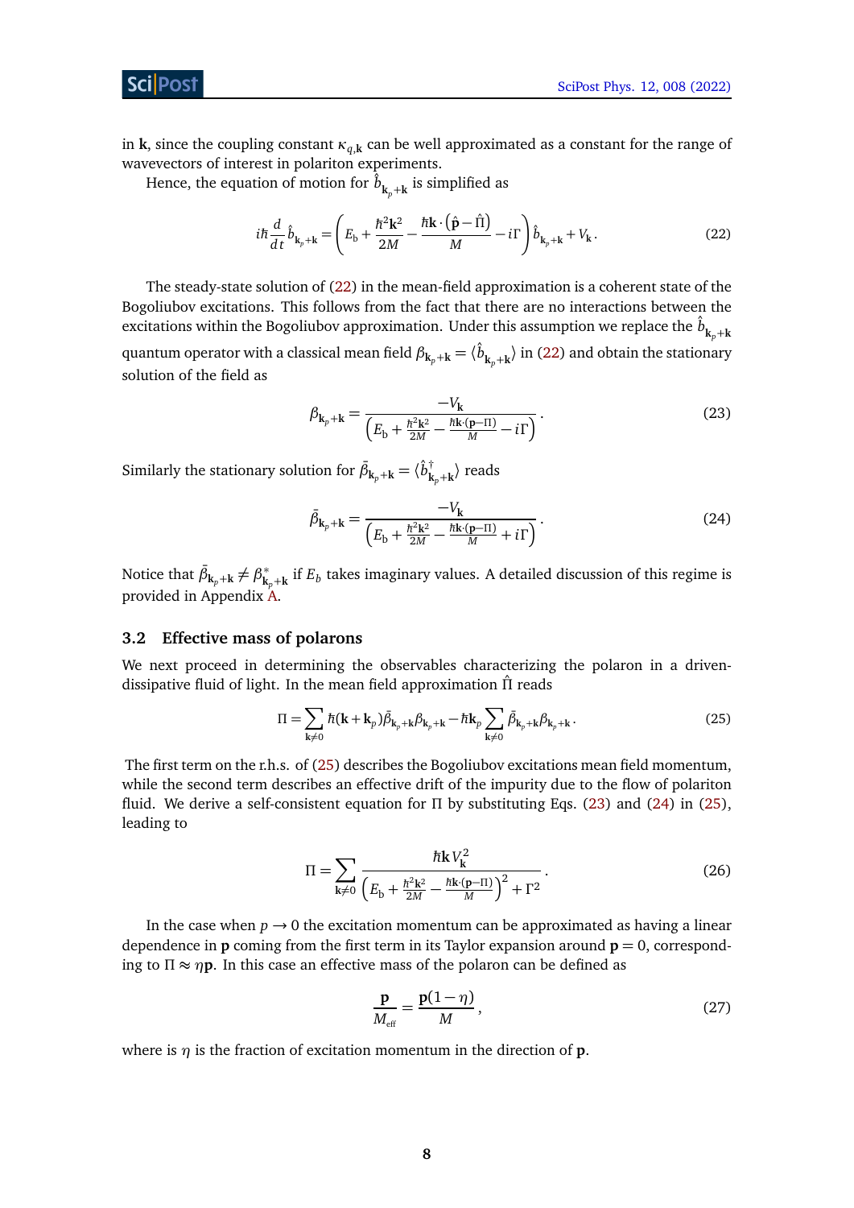in $\mathbf{k}$, since the coupling constant $\kappa_{q,\mathbf{k}}$ can be well approximated as a constant for the range of wavevectors of interest in polariton experiments.

Hence, the equation of motion for $\hat{b}_{\mathbf{k}_p+\mathbf{k}}$ is simplified as

$$i\hbar \frac{d}{dt}\hat{b}_{\mathbf{k}_p+\mathbf{k}} = \left( E_{\mathrm{b}} + \frac{\hbar^2 \mathbf{k}^2}{2M} - \frac{\hbar \mathbf{k}\cdot(\hat{\mathbf{p}} - \hat{\Pi})}{M} - i\Gamma \right) \hat{b}_{\mathbf{k}_p+\mathbf{k}} + V_{\mathbf{k}} \,. \tag{22}$$

The steady-state solution of (22) in the mean-field approximation is a coherent state of the Bogoliubov excitations. This follows from the fact that there are no interactions between the excitations within the Bogoliubov approximation. Under this assumption we replace the $\hat{b}_{\mathbf{k}_p+\mathbf{k}}$ quantum operator with a classical mean field $\beta_{\mathbf{k}_p+\mathbf{k}} = \langle \hat{b}_{\mathbf{k}_p+\mathbf{k}} \rangle$ in (22) and obtain the stationary solution of the field as

$$\beta_{\mathbf{k}_p+\mathbf{k}} = \frac{-V_{\mathbf{k}}}{\left( E_{\mathrm{b}} + \frac{\hbar^2\mathbf{k}^2}{2M} - \frac{\hbar\mathbf{k}\cdot(\mathbf{p}-\Pi)}{M} - i\Gamma \right)} \,. \tag{23}$$

Similarly the stationary solution for $\bar{\beta}_{\mathbf{k}_p+\mathbf{k}} = \langle \hat{b}^\dagger_{\mathbf{k}_p+\mathbf{k}} \rangle$ reads

$$\bar{\beta}_{\mathbf{k}_p+\mathbf{k}} = \frac{-V_{\mathbf{k}}}{\left( E_{\mathrm{b}} + \frac{\hbar^2\mathbf{k}^2}{2M} - \frac{\hbar\mathbf{k}\cdot(\mathbf{p}-\Pi)}{M} + i\Gamma \right)} \,. \tag{24}$$

Notice that $\bar{\beta}_{\mathbf{k}_p+\mathbf{k}} \neq \beta^*_{\mathbf{k}_p+\mathbf{k}}$ if $E_b$ takes imaginary values. A detailed discussion of this regime is provided in Appendix A.

### 3.2 Effective mass of polarons

We next proceed in determining the observables characterizing the polaron in a driven-dissipative fluid of light. In the mean field approximation $\hat{\Pi}$ reads

$$\Pi = \sum_{\mathbf{k}\neq 0} \hbar(\mathbf{k} + \mathbf{k}_p)\bar{\beta}_{\mathbf{k}_p+\mathbf{k}}\beta_{\mathbf{k}_p+\mathbf{k}} - \hbar\mathbf{k}_p \sum_{\mathbf{k}\neq 0} \bar{\beta}_{\mathbf{k}_p+\mathbf{k}}\beta_{\mathbf{k}_p+\mathbf{k}} \,. \tag{25}$$

The first term on the r.h.s. of (25) describes the Bogoliubov excitations mean field momentum, while the second term describes an effective drift of the impurity due to the flow of polariton fluid. We derive a self-consistent equation for $\Pi$ by substituting Eqs. (23) and (24) in (25), leading to

$$\Pi = \sum_{\mathbf{k}\neq 0} \frac{\hbar\mathbf{k}\, V_{\mathbf{k}}^2}{\left( E_{\mathrm{b}} + \frac{\hbar^2\mathbf{k}^2}{2M} - \frac{\hbar\mathbf{k}\cdot(\mathbf{p}-\Pi)}{M} \right)^2 + \Gamma^2} \,. \tag{26}$$

In the case when $p \to 0$ the excitation momentum can be approximated as having a linear dependence in $\mathbf{p}$ coming from the first term in its Taylor expansion around $\mathbf{p} = 0$, corresponding to $\Pi \approx \eta \mathbf{p}$. In this case an effective mass of the polaron can be defined as

$$\frac{\mathbf{p}}{M_{\mathrm{eff}}} = \frac{\mathbf{p}(1-\eta)}{M} \,, \tag{27}$$

where is $\eta$ is the fraction of excitation momentum in the direction of $\mathbf{p}$.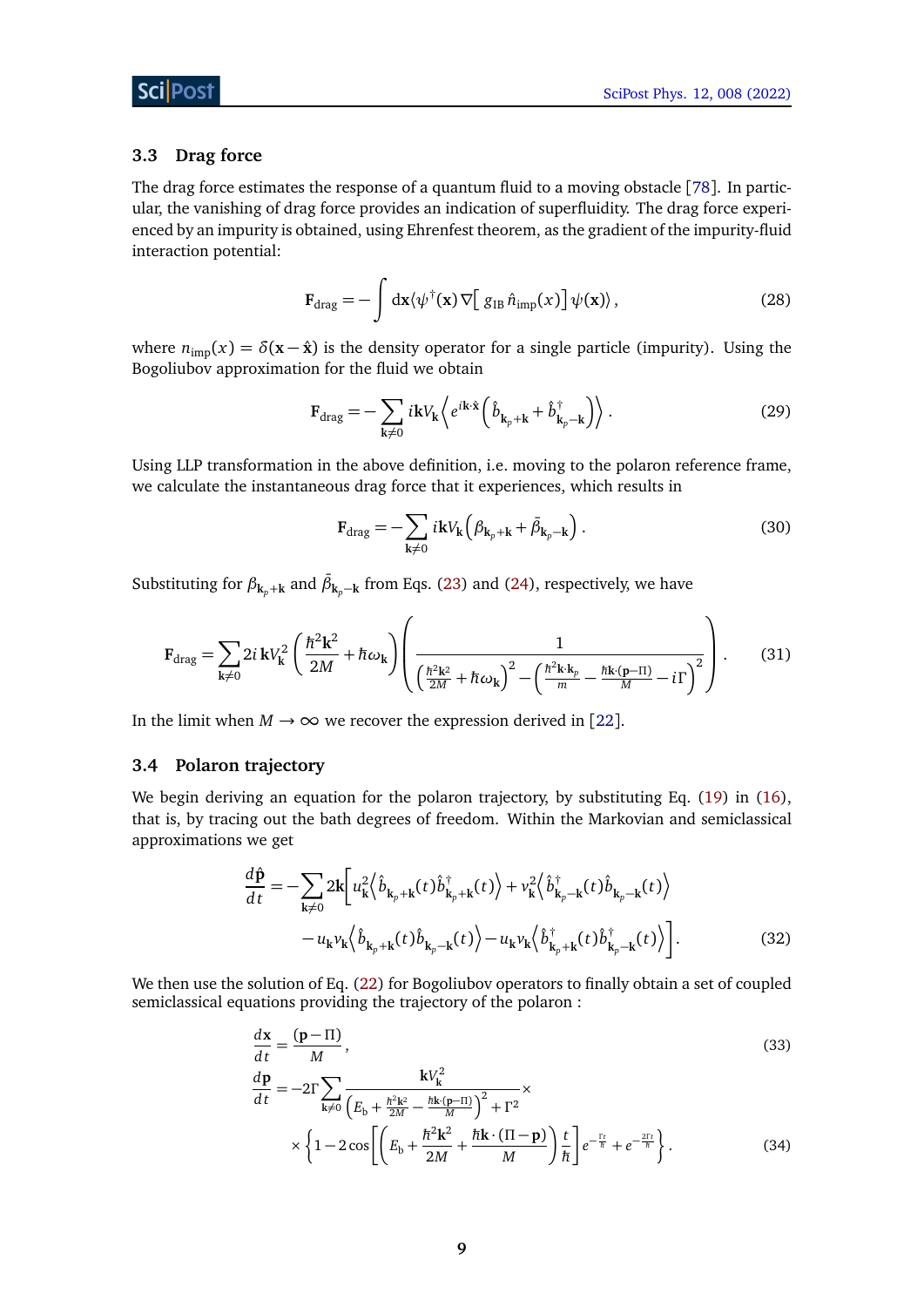### 3.3 Drag force

The drag force estimates the response of a quantum fluid to a moving obstacle [78]. In particular, the vanishing of drag force provides an indication of superfluidity. The drag force experienced by an impurity is obtained, using Ehrenfest theorem, as the gradient of the impurity-fluid interaction potential:

$$\mathbf{F}_{\text{drag}} = -\int d\mathbf{x} \langle \psi^\dagger(\mathbf{x}) \nabla \big[ g_{\text{IB}} \hat{n}_{\text{imp}}(x) \big] \psi(\mathbf{x}) \rangle , \tag{28}$$

where $n_{\text{imp}}(x) = \delta(\mathbf{x} - \hat{\mathbf{x}})$ is the density operator for a single particle (impurity). Using the Bogoliubov approximation for the fluid we obtain

$$\mathbf{F}_{\text{drag}} = -\sum_{\mathbf{k}\neq 0} i\mathbf{k} V_{\mathbf{k}} \left\langle e^{i\mathbf{k}\cdot\hat{\mathbf{x}}} \left( \hat{b}_{\mathbf{k}_p+\mathbf{k}} + \hat{b}^\dagger_{\mathbf{k}_p-\mathbf{k}} \right) \right\rangle . \tag{29}$$

Using LLP transformation in the above definition, i.e. moving to the polaron reference frame, we calculate the instantaneous drag force that it experiences, which results in

$$\mathbf{F}_{\text{drag}} = -\sum_{\mathbf{k}\neq 0} i\mathbf{k} V_{\mathbf{k}} \left( \beta_{\mathbf{k}_p+\mathbf{k}} + \bar{\beta}_{\mathbf{k}_p-\mathbf{k}} \right) . \tag{30}$$

Substituting for $\beta_{\mathbf{k}_p+\mathbf{k}}$ and $\bar{\beta}_{\mathbf{k}_p-\mathbf{k}}$ from Eqs. (23) and (24), respectively, we have

$$\mathbf{F}_{\text{drag}} = \sum_{\mathbf{k}\neq 0} 2i\, \mathbf{k} V_{\mathbf{k}}^2 \left( \frac{\hbar^2 \mathbf{k}^2}{2M} + \hbar\omega_{\mathbf{k}} \right) \left( \frac{1}{\left( \frac{\hbar^2 \mathbf{k}^2}{2M} + \hbar\omega_{\mathbf{k}} \right)^2 - \left( \frac{\hbar^2 \mathbf{k}\cdot\mathbf{k}_p}{m} - \frac{\hbar\mathbf{k}\cdot(\mathbf{p}-\Pi)}{M} - i\Gamma \right)^2} \right) . \tag{31}$$

In the limit when $M \to \infty$ we recover the expression derived in [22].

### 3.4 Polaron trajectory

We begin deriving an equation for the polaron trajectory, by substituting Eq. (19) in (16), that is, by tracing out the bath degrees of freedom. Within the Markovian and semiclassical approximations we get

$$\begin{aligned}
\frac{d\hat{\mathbf{p}}}{dt} = -\sum_{\mathbf{k}\neq 0} 2\mathbf{k} \Big[ & u_{\mathbf{k}}^2 \Big\langle \hat{b}_{\mathbf{k}_p+\mathbf{k}}(t) \hat{b}^\dagger_{\mathbf{k}_p+\mathbf{k}}(t) \Big\rangle + v_{\mathbf{k}}^2 \Big\langle \hat{b}^\dagger_{\mathbf{k}_p-\mathbf{k}}(t) \hat{b}_{\mathbf{k}_p-\mathbf{k}}(t) \Big\rangle \\
& - u_{\mathbf{k}} v_{\mathbf{k}} \Big\langle \hat{b}_{\mathbf{k}_p+\mathbf{k}}(t) \hat{b}_{\mathbf{k}_p-\mathbf{k}}(t) \Big\rangle - u_{\mathbf{k}} v_{\mathbf{k}} \Big\langle \hat{b}^\dagger_{\mathbf{k}_p+\mathbf{k}}(t) \hat{b}^\dagger_{\mathbf{k}_p-\mathbf{k}}(t) \Big\rangle \Big] .
\end{aligned} \tag{32}$$

We then use the solution of Eq. (22) for Bogoliubov operators to finally obtain a set of coupled semiclassical equations providing the trajectory of the polaron :

$$\frac{d\mathbf{x}}{dt} = \frac{(\mathbf{p}-\Pi)}{M} , \tag{33}$$

$$\begin{aligned}
\frac{d\mathbf{p}}{dt} = & -2\Gamma \sum_{\mathbf{k}\neq 0} \frac{\mathbf{k} V_{\mathbf{k}}^2}{\left( E_b + \frac{\hbar^2 \mathbf{k}^2}{2M} - \frac{\hbar\mathbf{k}\cdot(\mathbf{p}-\Pi)}{M} \right)^2 + \Gamma^2} \times \\
& \times \left\{ 1 - 2\cos\left[ \left( E_b + \frac{\hbar^2 \mathbf{k}^2}{2M} + \frac{\hbar\mathbf{k}\cdot(\Pi-\mathbf{p})}{M} \right) \frac{t}{\hbar} \right] e^{-\frac{\Gamma t}{\hbar}} + e^{-\frac{2\Gamma t}{\hbar}} \right\} .
\end{aligned} \tag{34}$$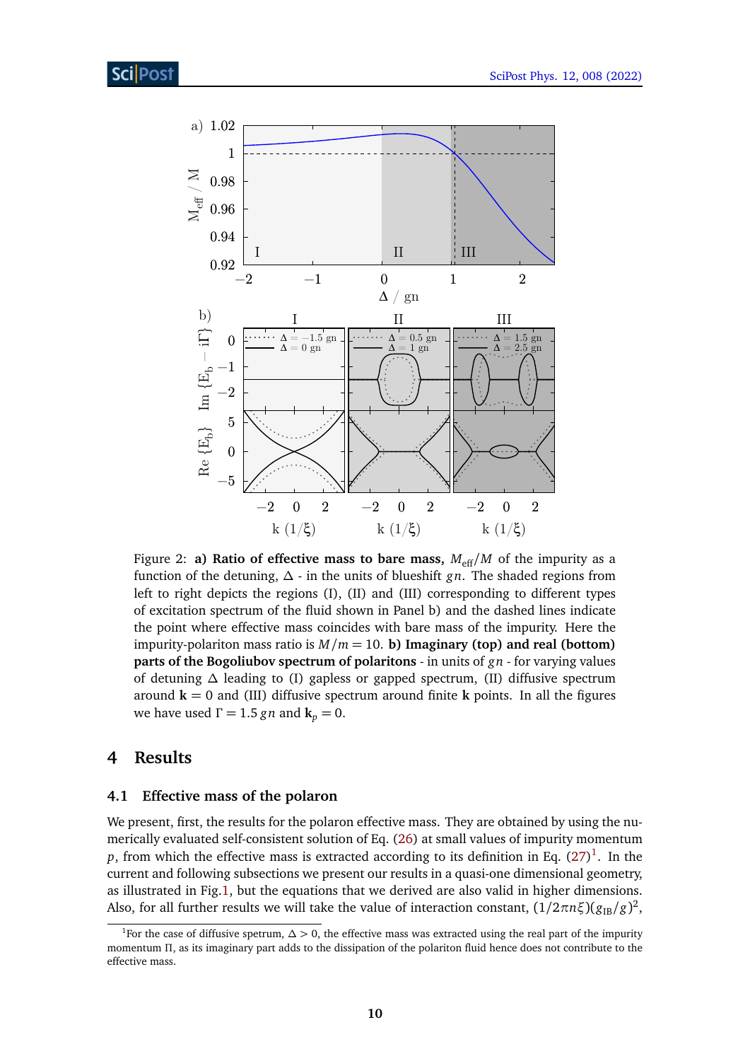Figure 2: **a) Ratio of effective mass to bare mass,** $M_{\text{eff}}/M$ of the impurity as a function of the detuning, $\Delta$ - in the units of blueshift $gn$. The shaded regions from left to right depicts the regions (I), (II) and (III) corresponding to different types of excitation spectrum of the fluid shown in Panel b) and the dashed lines indicate the point where effective mass coincides with bare mass of the impurity. Here the impurity-polariton mass ratio is $M/m = 10$. **b) Imaginary (top) and real (bottom) parts of the Bogoliubov spectrum of polaritons** - in units of $gn$ - for varying values of detuning $\Delta$ leading to (I) gapless or gapped spectrum, (II) diffusive spectrum around $\mathbf{k} = 0$ and (III) diffusive spectrum around finite $\mathbf{k}$ points. In all the figures we have used $\Gamma = 1.5\, gn$ and $\mathbf{k}_p = 0$.

## 4 Results

### 4.1 Effective mass of the polaron

We present, first, the results for the polaron effective mass. They are obtained by using the numerically evaluated self-consistent solution of Eq. (26) at small values of impurity momentum $p$, from which the effective mass is extracted according to its definition in Eq. (27)[1]. In the current and following subsections we present our results in a quasi-one dimensional geometry, as illustrated in Fig. 1, but the equations that we derived are also valid in higher dimensions. Also, for all further results we will take the value of interaction constant, $(1/2\pi n\xi)(g_{\text{IB}}/g)^2$,

[1] For the case of diffusive spetrum, $\Delta > 0$, the effective mass was extracted using the real part of the impurity momentum $\Pi$, as its imaginary part adds to the dissipation of the polariton fluid hence does not contribute to the effective mass.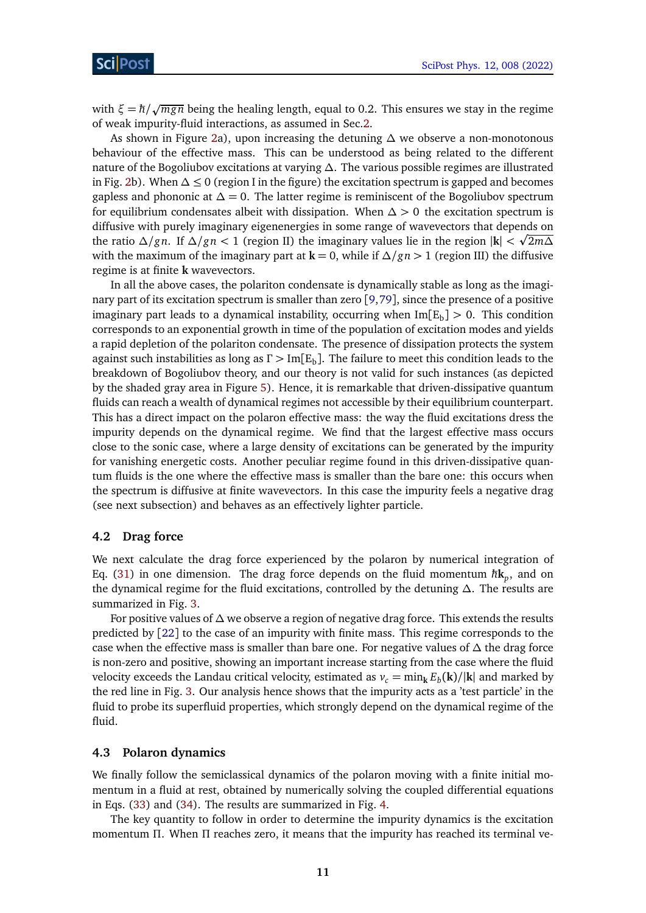with $\xi = \hbar/\sqrt{mgn}$ being the healing length, equal to 0.2. This ensures we stay in the regime of weak impurity-fluid interactions, as assumed in Sec.2.

As shown in Figure 2a), upon increasing the detuning $\Delta$ we observe a non-monotonous behaviour of the effective mass. This can be understood as being related to the different nature of the Bogoliubov excitations at varying $\Delta$. The various possible regimes are illustrated in Fig. 2b). When $\Delta \leq 0$ (region I in the figure) the excitation spectrum is gapped and becomes gapless and phononic at $\Delta = 0$. The latter regime is reminiscent of the Bogoliubov spectrum for equilibrium condensates albeit with dissipation. When $\Delta > 0$ the excitation spectrum is diffusive with purely imaginary eigenenergies in some range of wavevectors that depends on the ratio $\Delta/gn$. If $\Delta/gn < 1$ (region II) the imaginary values lie in the region $|\mathbf{k}| < \sqrt{2m\Delta}$ with the maximum of the imaginary part at $\mathbf{k} = 0$, while if $\Delta/gn > 1$ (region III) the diffusive regime is at finite $\mathbf{k}$ wavevectors.

In all the above cases, the polariton condensate is dynamically stable as long as the imaginary part of its excitation spectrum is smaller than zero [9,79], since the presence of a positive imaginary part leads to a dynamical instability, occurring when $\mathrm{Im}[\mathrm{E_b}] > 0$. This condition corresponds to an exponential growth in time of the population of excitation modes and yields a rapid depletion of the polariton condensate. The presence of dissipation protects the system against such instabilities as long as $\Gamma > \mathrm{Im}[\mathrm{E_b}]$. The failure to meet this condition leads to the breakdown of Bogoliubov theory, and our theory is not valid for such instances (as depicted by the shaded gray area in Figure 5). Hence, it is remarkable that driven-dissipative quantum fluids can reach a wealth of dynamical regimes not accessible by their equilibrium counterpart. This has a direct impact on the polaron effective mass: the way the fluid excitations dress the impurity depends on the dynamical regime. We find that the largest effective mass occurs close to the sonic case, where a large density of excitations can be generated by the impurity for vanishing energetic costs. Another peculiar regime found in this driven-dissipative quantum fluids is the one where the effective mass is smaller than the bare one: this occurs when the spectrum is diffusive at finite wavevectors. In this case the impurity feels a negative drag (see next subsection) and behaves as an effectively lighter particle.

### 4.2 Drag force

We next calculate the drag force experienced by the polaron by numerical integration of Eq. (31) in one dimension. The drag force depends on the fluid momentum $\hbar\mathbf{k}_p$, and on the dynamical regime for the fluid excitations, controlled by the detuning $\Delta$. The results are summarized in Fig. 3.

For positive values of $\Delta$ we observe a region of negative drag force. This extends the results predicted by [22] to the case of an impurity with finite mass. This regime corresponds to the case when the effective mass is smaller than bare one. For negative values of $\Delta$ the drag force is non-zero and positive, showing an important increase starting from the case where the fluid velocity exceeds the Landau critical velocity, estimated as $v_c = \min_{\mathbf{k}} E_b(\mathbf{k})/|\mathbf{k}|$ and marked by the red line in Fig. 3. Our analysis hence shows that the impurity acts as a 'test particle' in the fluid to probe its superfluid properties, which strongly depend on the dynamical regime of the fluid.

### 4.3 Polaron dynamics

We finally follow the semiclassical dynamics of the polaron moving with a finite initial momentum in a fluid at rest, obtained by numerically solving the coupled differential equations in Eqs. (33) and (34). The results are summarized in Fig. 4.

The key quantity to follow in order to determine the impurity dynamics is the excitation momentum $\Pi$. When $\Pi$ reaches zero, it means that the impurity has reached its terminal ve-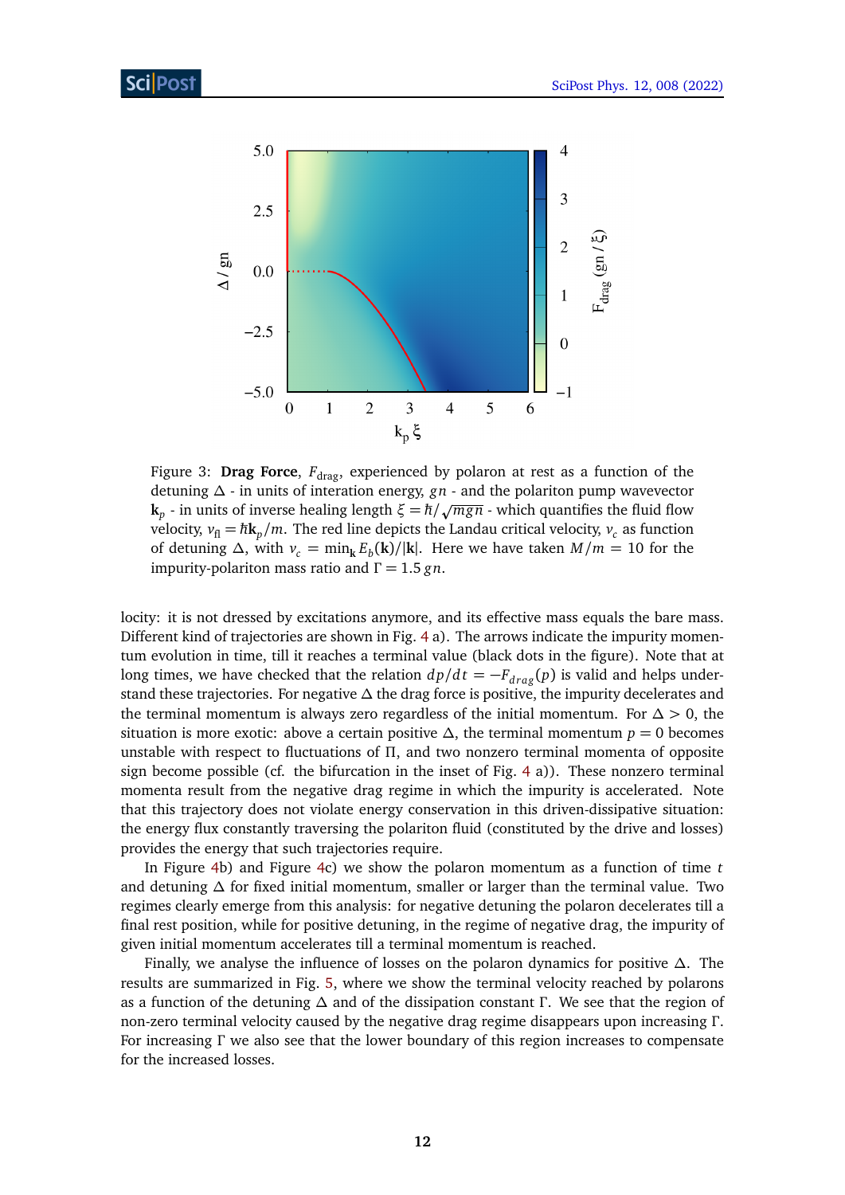Figure 3: **Drag Force**, $F_{\rm drag}$, experienced by polaron at rest as a function of the detuning $\Delta$ - in units of interation energy, $gn$ - and the polariton pump wavevector $\mathbf{k}_p$ - in units of inverse healing length $\xi = \hbar/\sqrt{mgn}$ - which quantifies the fluid flow velocity, $v_{\rm fl} = \hbar \mathbf{k}_p/m$. The red line depicts the Landau critical velocity, $v_c$ as function of detuning $\Delta$, with $v_c = \min_{\mathbf{k}} E_b(\mathbf{k})/|\mathbf{k}|$. Here we have taken $M/m = 10$ for the impurity-polariton mass ratio and $\Gamma = 1.5\, gn$.

locity: it is not dressed by excitations anymore, and its effective mass equals the bare mass. Different kind of trajectories are shown in Fig. 4 a). The arrows indicate the impurity momentum evolution in time, till it reaches a terminal value (black dots in the figure). Note that at long times, we have checked that the relation $dp/dt = -F_{drag}(p)$ is valid and helps understand these trajectories. For negative $\Delta$ the drag force is positive, the impurity decelerates and the terminal momentum is always zero regardless of the initial momentum. For $\Delta > 0$, the situation is more exotic: above a certain positive $\Delta$, the terminal momentum $p = 0$ becomes unstable with respect to fluctuations of $\Pi$, and two nonzero terminal momenta of opposite sign become possible (cf. the bifurcation in the inset of Fig. 4 a)). These nonzero terminal momenta result from the negative drag regime in which the impurity is accelerated. Note that this trajectory does not violate energy conservation in this driven-dissipative situation: the energy flux constantly traversing the polariton fluid (constituted by the drive and losses) provides the energy that such trajectories require.

In Figure 4b) and Figure 4c) we show the polaron momentum as a function of time $t$ and detuning $\Delta$ for fixed initial momentum, smaller or larger than the terminal value. Two regimes clearly emerge from this analysis: for negative detuning the polaron decelerates till a final rest position, while for positive detuning, in the regime of negative drag, the impurity of given initial momentum accelerates till a terminal momentum is reached.

Finally, we analyse the influence of losses on the polaron dynamics for positive $\Delta$. The results are summarized in Fig. 5, where we show the terminal velocity reached by polarons as a function of the detuning $\Delta$ and of the dissipation constant $\Gamma$. We see that the region of non-zero terminal velocity caused by the negative drag regime disappears upon increasing $\Gamma$. For increasing $\Gamma$ we also see that the lower boundary of this region increases to compensate for the increased losses.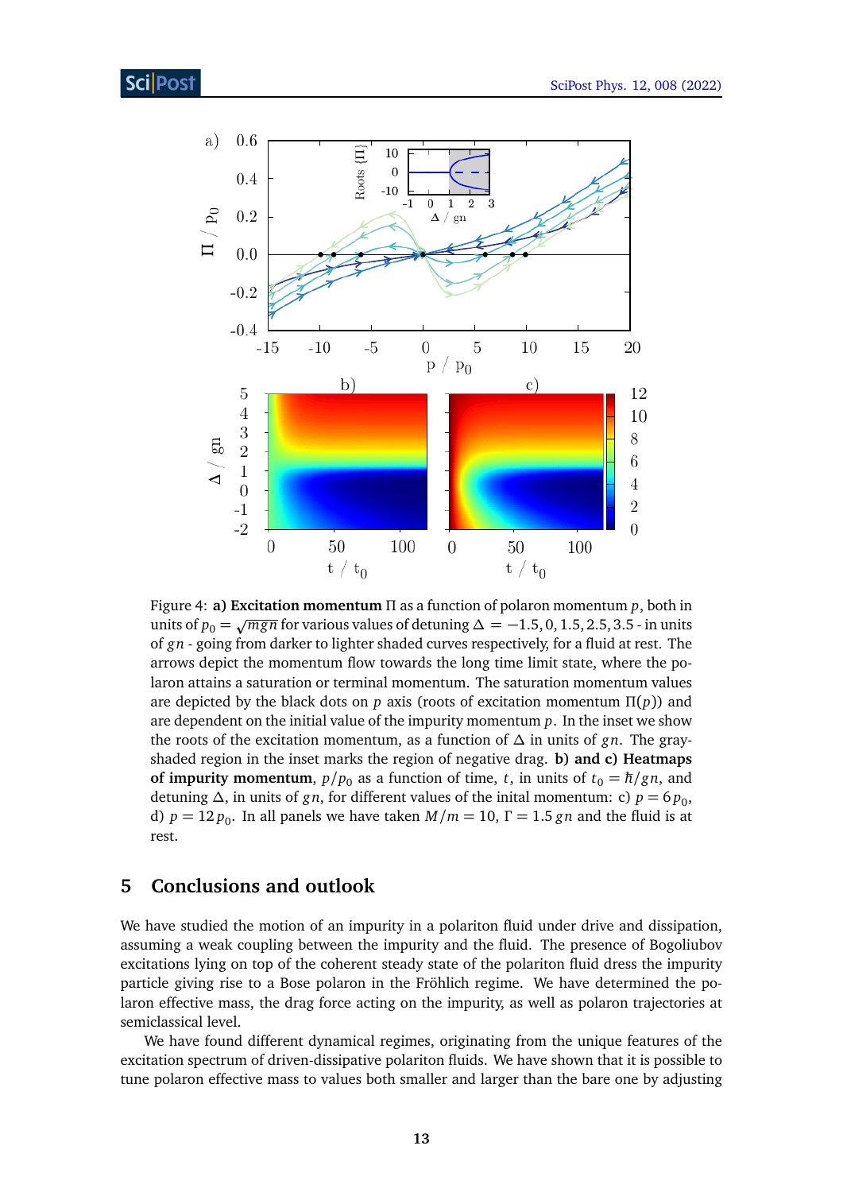Figure 4: **a) Excitation momentum** $\Pi$ as a function of polaron momentum $p$, both in units of $p_0 = \sqrt{mgn}$ for various values of detuning $\Delta = -1.5, 0, 1.5, 2.5, 3.5$ - in units of $gn$ - going from darker to lighter shaded curves respectively, for a fluid at rest. The arrows depict the momentum flow towards the long time limit state, where the polaron attains a saturation or terminal momentum. The saturation momentum values are depicted by the black dots on $p$ axis (roots of excitation momentum $\Pi(p)$) and are dependent on the initial value of the impurity momentum $p$. In the inset we show the roots of the excitation momentum, as a function of $\Delta$ in units of $gn$. The gray-shaded region in the inset marks the region of negative drag. **b) and c) Heatmaps of impurity momentum**, $p/p_0$ as a function of time, $t$, in units of $t_0 = \hbar/gn$, and detuning $\Delta$, in units of $gn$, for different values of the inital momentum: c) $p = 6\,p_0$, d) $p = 12\,p_0$. In all panels we have taken $M/m = 10$, $\Gamma = 1.5\,gn$ and the fluid is at rest.

## 5 Conclusions and outlook

We have studied the motion of an impurity in a polariton fluid under drive and dissipation, assuming a weak coupling between the impurity and the fluid. The presence of Bogoliubov excitations lying on top of the coherent steady state of the polariton fluid dress the impurity particle giving rise to a Bose polaron in the Fröhlich regime. We have determined the polaron effective mass, the drag force acting on the impurity, as well as polaron trajectories at semiclassical level.

We have found different dynamical regimes, originating from the unique features of the excitation spectrum of driven-dissipative polariton fluids. We have shown that it is possible to tune polaron effective mass to values both smaller and larger than the bare one by adjusting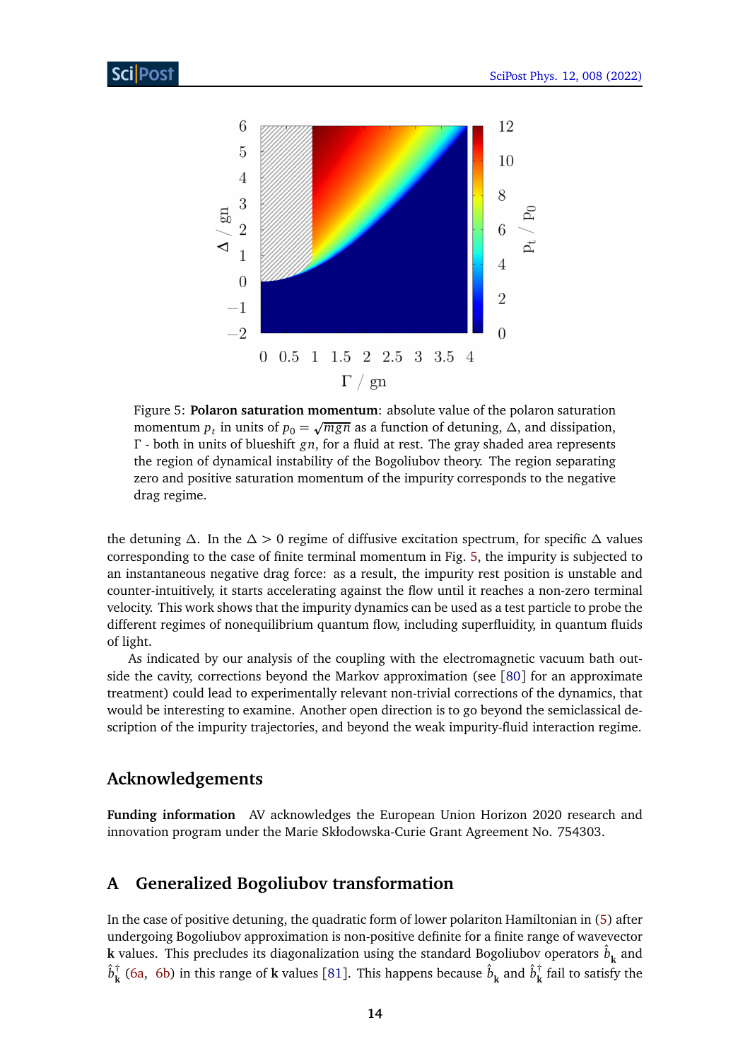Figure 5: **Polaron saturation momentum**: absolute value of the polaron saturation momentum $p_t$ in units of $p_0 = \sqrt{mgn}$ as a function of detuning, $\Delta$, and dissipation, $\Gamma$ - both in units of blueshift $gn$, for a fluid at rest. The gray shaded area represents the region of dynamical instability of the Bogoliubov theory. The region separating zero and positive saturation momentum of the impurity corresponds to the negative drag regime.

the detuning $\Delta$. In the $\Delta > 0$ regime of diffusive excitation spectrum, for specific $\Delta$ values corresponding to the case of finite terminal momentum in Fig. 5, the impurity is subjected to an instantaneous negative drag force: as a result, the impurity rest position is unstable and counter-intuitively, it starts accelerating against the flow until it reaches a non-zero terminal velocity. This work shows that the impurity dynamics can be used as a test particle to probe the different regimes of nonequilibrium quantum flow, including superfluidity, in quantum fluids of light.

As indicated by our analysis of the coupling with the electromagnetic vacuum bath outside the cavity, corrections beyond the Markov approximation (see [80] for an approximate treatment) could lead to experimentally relevant non-trivial corrections of the dynamics, that would be interesting to examine. Another open direction is to go beyond the semiclassical description of the impurity trajectories, and beyond the weak impurity-fluid interaction regime.

## Acknowledgements

**Funding information** AV acknowledges the European Union Horizon 2020 research and innovation program under the Marie Skłodowska-Curie Grant Agreement No. 754303.

## A Generalized Bogoliubov transformation

In the case of positive detuning, the quadratic form of lower polariton Hamiltonian in (5) after undergoing Bogoliubov approximation is non-positive definite for a finite range of wavevector $\mathbf{k}$ values. This precludes its diagonalization using the standard Bogoliubov operators $\hat{b}_{\mathbf{k}}$ and $\hat{b}^{\dagger}_{\mathbf{k}}$ (6a, 6b) in this range of $\mathbf{k}$ values [81]. This happens because $\hat{b}_{\mathbf{k}}$ and $\hat{b}^{\dagger}_{\mathbf{k}}$ fail to satisfy the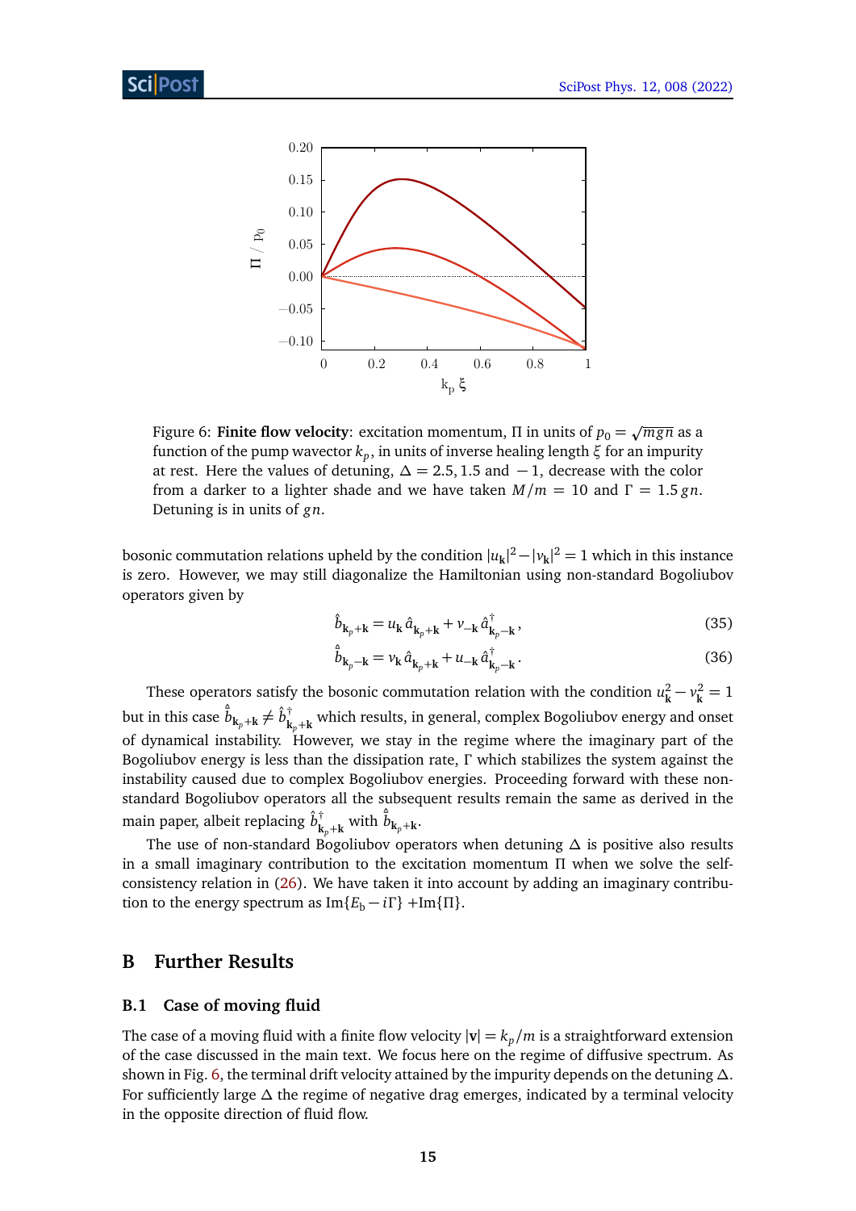Figure 6: **Finite flow velocity**: excitation momentum, $\Pi$ in units of $p_0 = \sqrt{mgn}$ as a function of the pump wavector $k_p$, in units of inverse healing length $\xi$ for an impurity at rest. Here the values of detuning, $\Delta = 2.5, 1.5$ and $-1$, decrease with the color from a darker to a lighter shade and we have taken $M/m = 10$ and $\Gamma = 1.5\, gn$. Detuning is in units of $gn$.

bosonic commutation relations upheld by the condition $|u_{\mathbf{k}}|^2 - |v_{\mathbf{k}}|^2 = 1$ which in this instance is zero. However, we may still diagonalize the Hamiltonian using non-standard Bogoliubov operators given by

$$\hat{b}_{\mathbf{k}_p+\mathbf{k}} = u_{\mathbf{k}}\, \hat{a}_{\mathbf{k}_p+\mathbf{k}} + v_{-\mathbf{k}}\, \hat{a}^{\dagger}_{\mathbf{k}_p-\mathbf{k}}, \tag{35}$$

$$\hat{\bar{b}}_{\mathbf{k}_p-\mathbf{k}} = v_{\mathbf{k}}\, \hat{a}_{\mathbf{k}_p+\mathbf{k}} + u_{-\mathbf{k}}\, \hat{a}^{\dagger}_{\mathbf{k}_p-\mathbf{k}}. \tag{36}$$

These operators satisfy the bosonic commutation relation with the condition $u_{\mathbf{k}}^2 - v_{\mathbf{k}}^2 = 1$ but in this case $\hat{\bar{b}}_{\mathbf{k}_p+\mathbf{k}} \neq \hat{b}^{\dagger}_{\mathbf{k}_p+\mathbf{k}}$ which results, in general, complex Bogoliubov energy and onset of dynamical instability. However, we stay in the regime where the imaginary part of the Bogoliubov energy is less than the dissipation rate, $\Gamma$ which stabilizes the system against the instability caused due to complex Bogoliubov energies. Proceeding forward with these non-standard Bogoliubov operators all the subsequent results remain the same as derived in the main paper, albeit replacing $\hat{b}^{\dagger}_{\mathbf{k}_p+\mathbf{k}}$ with $\hat{\bar{b}}_{\mathbf{k}_p+\mathbf{k}}$.

The use of non-standard Bogoliubov operators when detuning $\Delta$ is positive also results in a small imaginary contribution to the excitation momentum $\Pi$ when we solve the self-consistency relation in (26). We have taken it into account by adding an imaginary contribution to the energy spectrum as $\mathrm{Im}\{E_{\mathrm{b}} - i\Gamma\}$ $+\mathrm{Im}\{\Pi\}$.

## B Further Results

### B.1 Case of moving fluid

The case of a moving fluid with a finite flow velocity $|\mathbf{v}| = k_p/m$ is a straightforward extension of the case discussed in the main text. We focus here on the regime of diffusive spectrum. As shown in Fig. 6, the terminal drift velocity attained by the impurity depends on the detuning $\Delta$. For sufficiently large $\Delta$ the regime of negative drag emerges, indicated by a terminal velocity in the opposite direction of fluid flow.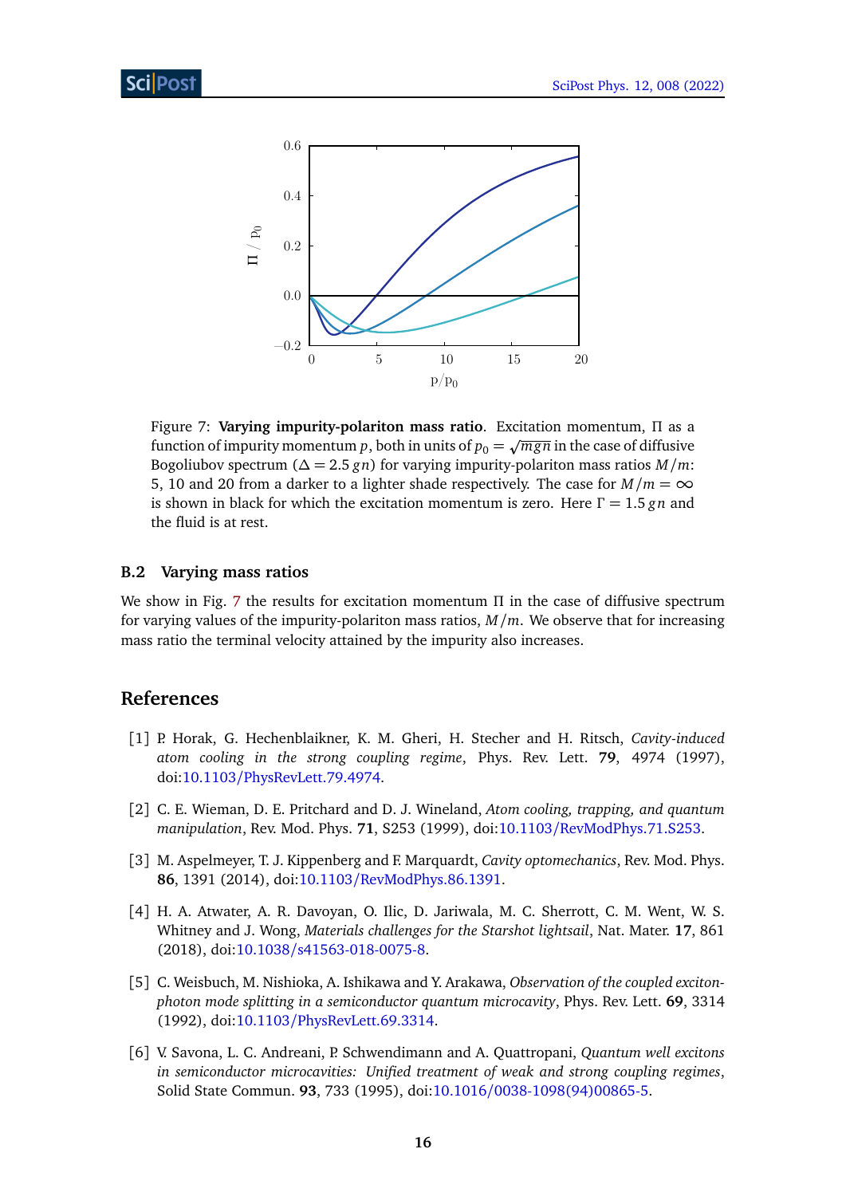Figure 7: **Varying impurity-polariton mass ratio**. Excitation momentum, $\Pi$ as a function of impurity momentum $p$, both in units of $p_0 = \sqrt{mgn}$ in the case of diffusive Bogoliubov spectrum ($\Delta = 2.5\, gn$) for varying impurity-polariton mass ratios $M/m$: 5, 10 and 20 from a darker to a lighter shade respectively. The case for $M/m = \infty$ is shown in black for which the excitation momentum is zero. Here $\Gamma = 1.5\, gn$ and the fluid is at rest.

### B.2 Varying mass ratios

We show in Fig. 7 the results for excitation momentum $\Pi$ in the case of diffusive spectrum for varying values of the impurity-polariton mass ratios, $M/m$. We observe that for increasing mass ratio the terminal velocity attained by the impurity also increases.

## References

[1] P. Horak, G. Hechenblaikner, K. M. Gheri, H. Stecher and H. Ritsch, *Cavity-induced atom cooling in the strong coupling regime*, Phys. Rev. Lett. **79**, 4974 (1997), doi:10.1103/PhysRevLett.79.4974.

[2] C. E. Wieman, D. E. Pritchard and D. J. Wineland, *Atom cooling, trapping, and quantum manipulation*, Rev. Mod. Phys. **71**, S253 (1999), doi:10.1103/RevModPhys.71.S253.

[3] M. Aspelmeyer, T. J. Kippenberg and F. Marquardt, *Cavity optomechanics*, Rev. Mod. Phys. **86**, 1391 (2014), doi:10.1103/RevModPhys.86.1391.

[4] H. A. Atwater, A. R. Davoyan, O. Ilic, D. Jariwala, M. C. Sherrott, C. M. Went, W. S. Whitney and J. Wong, *Materials challenges for the Starshot lightsail*, Nat. Mater. **17**, 861 (2018), doi:10.1038/s41563-018-0075-8.

[5] C. Weisbuch, M. Nishioka, A. Ishikawa and Y. Arakawa, *Observation of the coupled exciton-photon mode splitting in a semiconductor quantum microcavity*, Phys. Rev. Lett. **69**, 3314 (1992), doi:10.1103/PhysRevLett.69.3314.

[6] V. Savona, L. C. Andreani, P. Schwendimann and A. Quattropani, *Quantum well excitons in semiconductor microcavities: Unified treatment of weak and strong coupling regimes*, Solid State Commun. **93**, 733 (1995), doi:10.1016/0038-1098(94)00865-5.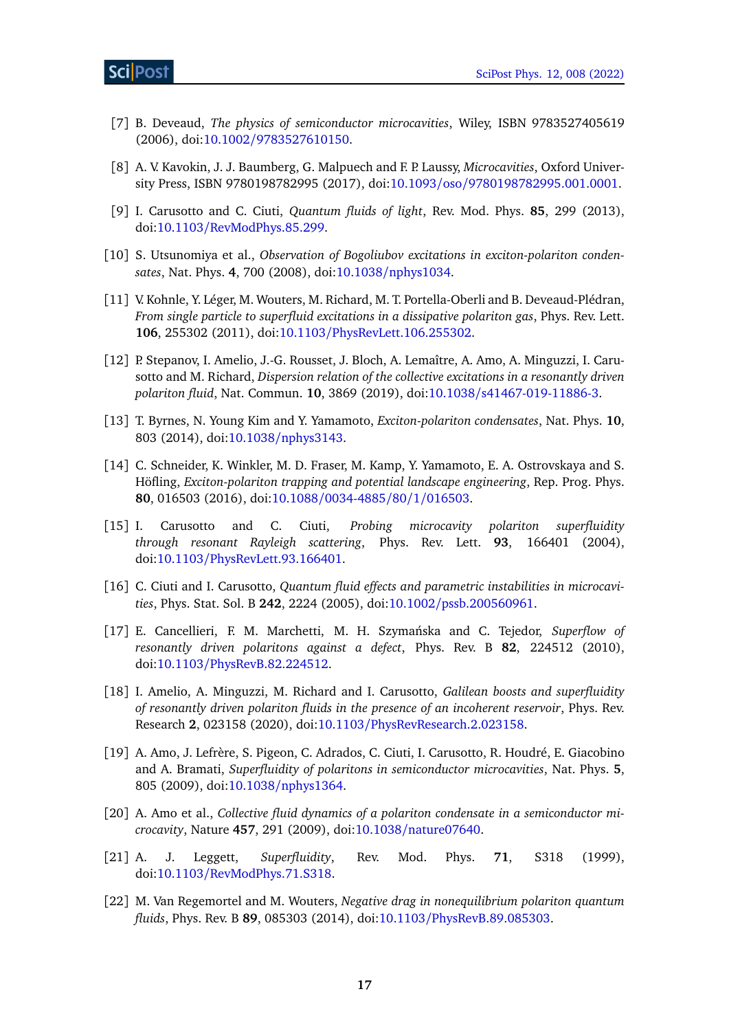[7] B. Deveaud, *The physics of semiconductor microcavities*, Wiley, ISBN 9783527405619 (2006), doi:10.1002/9783527610150.

[8] A. V. Kavokin, J. J. Baumberg, G. Malpuech and F. P. Laussy, *Microcavities*, Oxford University Press, ISBN 9780198782995 (2017), doi:10.1093/oso/9780198782995.001.0001.

[9] I. Carusotto and C. Ciuti, *Quantum fluids of light*, Rev. Mod. Phys. **85**, 299 (2013), doi:10.1103/RevModPhys.85.299.

[10] S. Utsunomiya et al., *Observation of Bogoliubov excitations in exciton-polariton condensates*, Nat. Phys. **4**, 700 (2008), doi:10.1038/nphys1034.

[11] V. Kohnle, Y. Léger, M. Wouters, M. Richard, M. T. Portella-Oberli and B. Deveaud-Plédran, *From single particle to superfluid excitations in a dissipative polariton gas*, Phys. Rev. Lett. **106**, 255302 (2011), doi:10.1103/PhysRevLett.106.255302.

[12] P. Stepanov, I. Amelio, J.-G. Rousset, J. Bloch, A. Lemaître, A. Amo, A. Minguzzi, I. Carusotto and M. Richard, *Dispersion relation of the collective excitations in a resonantly driven polariton fluid*, Nat. Commun. **10**, 3869 (2019), doi:10.1038/s41467-019-11886-3.

[13] T. Byrnes, N. Young Kim and Y. Yamamoto, *Exciton-polariton condensates*, Nat. Phys. **10**, 803 (2014), doi:10.1038/nphys3143.

[14] C. Schneider, K. Winkler, M. D. Fraser, M. Kamp, Y. Yamamoto, E. A. Ostrovskaya and S. Höfling, *Exciton-polariton trapping and potential landscape engineering*, Rep. Prog. Phys. **80**, 016503 (2016), doi:10.1088/0034-4885/80/1/016503.

[15] I. Carusotto and C. Ciuti, *Probing microcavity polariton superfluidity through resonant Rayleigh scattering*, Phys. Rev. Lett. **93**, 166401 (2004), doi:10.1103/PhysRevLett.93.166401.

[16] C. Ciuti and I. Carusotto, *Quantum fluid effects and parametric instabilities in microcavities*, Phys. Stat. Sol. B **242**, 2224 (2005), doi:10.1002/pssb.200560961.

[17] E. Cancellieri, F. M. Marchetti, M. H. Szymańska and C. Tejedor, *Superflow of resonantly driven polaritons against a defect*, Phys. Rev. B **82**, 224512 (2010), doi:10.1103/PhysRevB.82.224512.

[18] I. Amelio, A. Minguzzi, M. Richard and I. Carusotto, *Galilean boosts and superfluidity of resonantly driven polariton fluids in the presence of an incoherent reservoir*, Phys. Rev. Research **2**, 023158 (2020), doi:10.1103/PhysRevResearch.2.023158.

[19] A. Amo, J. Lefrère, S. Pigeon, C. Adrados, C. Ciuti, I. Carusotto, R. Houdré, E. Giacobino and A. Bramati, *Superfluidity of polaritons in semiconductor microcavities*, Nat. Phys. **5**, 805 (2009), doi:10.1038/nphys1364.

[20] A. Amo et al., *Collective fluid dynamics of a polariton condensate in a semiconductor microcavity*, Nature **457**, 291 (2009), doi:10.1038/nature07640.

[21] A. J. Leggett, *Superfluidity*, Rev. Mod. Phys. **71**, S318 (1999), doi:10.1103/RevModPhys.71.S318.

[22] M. Van Regemortel and M. Wouters, *Negative drag in nonequilibrium polariton quantum fluids*, Phys. Rev. B **89**, 085303 (2014), doi:10.1103/PhysRevB.89.085303.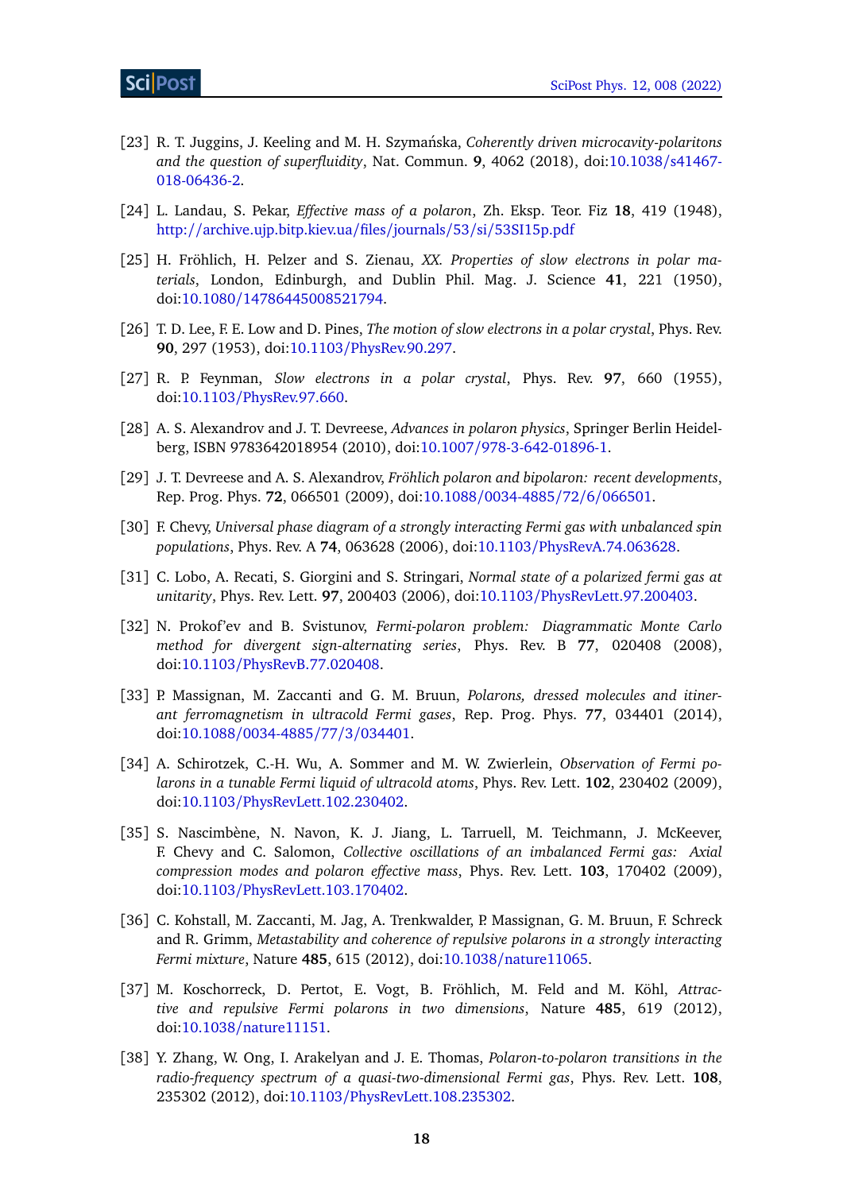[23] R. T. Juggins, J. Keeling and M. H. Szymańska, *Coherently driven microcavity-polaritons and the question of superfluidity*, Nat. Commun. **9**, 4062 (2018), doi:10.1038/s41467-018-06436-2.

[24] L. Landau, S. Pekar, *Effective mass of a polaron*, Zh. Eksp. Teor. Fiz **18**, 419 (1948), http://archive.ujp.bitp.kiev.ua/files/journals/53/si/53SI15p.pdf

[25] H. Fröhlich, H. Pelzer and S. Zienau, *XX. Properties of slow electrons in polar materials*, London, Edinburgh, and Dublin Phil. Mag. J. Science **41**, 221 (1950), doi:10.1080/14786445008521794.

[26] T. D. Lee, F. E. Low and D. Pines, *The motion of slow electrons in a polar crystal*, Phys. Rev. **90**, 297 (1953), doi:10.1103/PhysRev.90.297.

[27] R. P. Feynman, *Slow electrons in a polar crystal*, Phys. Rev. **97**, 660 (1955), doi:10.1103/PhysRev.97.660.

[28] A. S. Alexandrov and J. T. Devreese, *Advances in polaron physics*, Springer Berlin Heidelberg, ISBN 9783642018954 (2010), doi:10.1007/978-3-642-01896-1.

[29] J. T. Devreese and A. S. Alexandrov, *Fröhlich polaron and bipolaron: recent developments*, Rep. Prog. Phys. **72**, 066501 (2009), doi:10.1088/0034-4885/72/6/066501.

[30] F. Chevy, *Universal phase diagram of a strongly interacting Fermi gas with unbalanced spin populations*, Phys. Rev. A **74**, 063628 (2006), doi:10.1103/PhysRevA.74.063628.

[31] C. Lobo, A. Recati, S. Giorgini and S. Stringari, *Normal state of a polarized fermi gas at unitarity*, Phys. Rev. Lett. **97**, 200403 (2006), doi:10.1103/PhysRevLett.97.200403.

[32] N. Prokof'ev and B. Svistunov, *Fermi-polaron problem: Diagrammatic Monte Carlo method for divergent sign-alternating series*, Phys. Rev. B **77**, 020408 (2008), doi:10.1103/PhysRevB.77.020408.

[33] P. Massignan, M. Zaccanti and G. M. Bruun, *Polarons, dressed molecules and itinerant ferromagnetism in ultracold Fermi gases*, Rep. Prog. Phys. **77**, 034401 (2014), doi:10.1088/0034-4885/77/3/034401.

[34] A. Schirotzek, C.-H. Wu, A. Sommer and M. W. Zwierlein, *Observation of Fermi polarons in a tunable Fermi liquid of ultracold atoms*, Phys. Rev. Lett. **102**, 230402 (2009), doi:10.1103/PhysRevLett.102.230402.

[35] S. Nascimbène, N. Navon, K. J. Jiang, L. Tarruell, M. Teichmann, J. McKeever, F. Chevy and C. Salomon, *Collective oscillations of an imbalanced Fermi gas: Axial compression modes and polaron effective mass*, Phys. Rev. Lett. **103**, 170402 (2009), doi:10.1103/PhysRevLett.103.170402.

[36] C. Kohstall, M. Zaccanti, M. Jag, A. Trenkwalder, P. Massignan, G. M. Bruun, F. Schreck and R. Grimm, *Metastability and coherence of repulsive polarons in a strongly interacting Fermi mixture*, Nature **485**, 615 (2012), doi:10.1038/nature11065.

[37] M. Koschorreck, D. Pertot, E. Vogt, B. Fröhlich, M. Feld and M. Köhl, *Attractive and repulsive Fermi polarons in two dimensions*, Nature **485**, 619 (2012), doi:10.1038/nature11151.

[38] Y. Zhang, W. Ong, I. Arakelyan and J. E. Thomas, *Polaron-to-polaron transitions in the radio-frequency spectrum of a quasi-two-dimensional Fermi gas*, Phys. Rev. Lett. **108**, 235302 (2012), doi:10.1103/PhysRevLett.108.235302.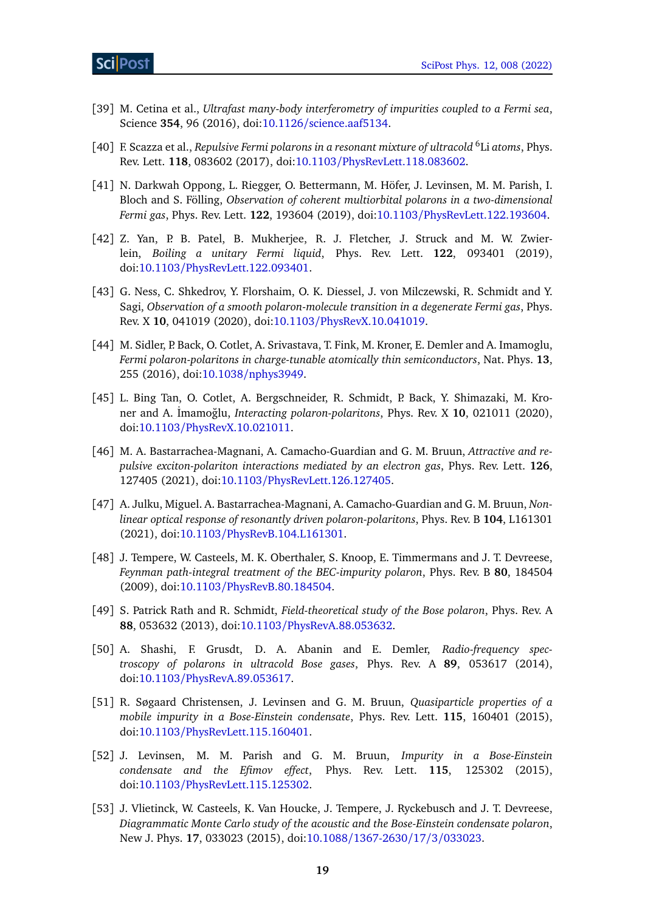[39] M. Cetina et al., *Ultrafast many-body interferometry of impurities coupled to a Fermi sea*, Science **354**, 96 (2016), doi:10.1126/science.aaf5134.

[40] F. Scazza et al., *Repulsive Fermi polarons in a resonant mixture of ultracold $^6$Li atoms*, Phys. Rev. Lett. **118**, 083602 (2017), doi:10.1103/PhysRevLett.118.083602.

[41] N. Darkwah Oppong, L. Riegger, O. Bettermann, M. Höfer, J. Levinsen, M. M. Parish, I. Bloch and S. Fölling, *Observation of coherent multiorbital polarons in a two-dimensional Fermi gas*, Phys. Rev. Lett. **122**, 193604 (2019), doi:10.1103/PhysRevLett.122.193604.

[42] Z. Yan, P. B. Patel, B. Mukherjee, R. J. Fletcher, J. Struck and M. W. Zwierlein, *Boiling a unitary Fermi liquid*, Phys. Rev. Lett. **122**, 093401 (2019), doi:10.1103/PhysRevLett.122.093401.

[43] G. Ness, C. Shkedrov, Y. Florshaim, O. K. Diessel, J. von Milczewski, R. Schmidt and Y. Sagi, *Observation of a smooth polaron-molecule transition in a degenerate Fermi gas*, Phys. Rev. X **10**, 041019 (2020), doi:10.1103/PhysRevX.10.041019.

[44] M. Sidler, P. Back, O. Cotlet, A. Srivastava, T. Fink, M. Kroner, E. Demler and A. Imamoglu, *Fermi polaron-polaritons in charge-tunable atomically thin semiconductors*, Nat. Phys. **13**, 255 (2016), doi:10.1038/nphys3949.

[45] L. Bing Tan, O. Cotlet, A. Bergschneider, R. Schmidt, P. Back, Y. Shimazaki, M. Kroner and A. İmamoğlu, *Interacting polaron-polaritons*, Phys. Rev. X **10**, 021011 (2020), doi:10.1103/PhysRevX.10.021011.

[46] M. A. Bastarrachea-Magnani, A. Camacho-Guardian and G. M. Bruun, *Attractive and repulsive exciton-polariton interactions mediated by an electron gas*, Phys. Rev. Lett. **126**, 127405 (2021), doi:10.1103/PhysRevLett.126.127405.

[47] A. Julku, Miguel. A. Bastarrachea-Magnani, A. Camacho-Guardian and G. M. Bruun, *Nonlinear optical response of resonantly driven polaron-polaritons*, Phys. Rev. B **104**, L161301 (2021), doi:10.1103/PhysRevB.104.L161301.

[48] J. Tempere, W. Casteels, M. K. Oberthaler, S. Knoop, E. Timmermans and J. T. Devreese, *Feynman path-integral treatment of the BEC-impurity polaron*, Phys. Rev. B **80**, 184504 (2009), doi:10.1103/PhysRevB.80.184504.

[49] S. Patrick Rath and R. Schmidt, *Field-theoretical study of the Bose polaron*, Phys. Rev. A **88**, 053632 (2013), doi:10.1103/PhysRevA.88.053632.

[50] A. Shashi, F. Grusdt, D. A. Abanin and E. Demler, *Radio-frequency spectroscopy of polarons in ultracold Bose gases*, Phys. Rev. A **89**, 053617 (2014), doi:10.1103/PhysRevA.89.053617.

[51] R. Søgaard Christensen, J. Levinsen and G. M. Bruun, *Quasiparticle properties of a mobile impurity in a Bose-Einstein condensate*, Phys. Rev. Lett. **115**, 160401 (2015), doi:10.1103/PhysRevLett.115.160401.

[52] J. Levinsen, M. M. Parish and G. M. Bruun, *Impurity in a Bose-Einstein condensate and the Efimov effect*, Phys. Rev. Lett. **115**, 125302 (2015), doi:10.1103/PhysRevLett.115.125302.

[53] J. Vlietinck, W. Casteels, K. Van Houcke, J. Tempere, J. Ryckebusch and J. T. Devreese, *Diagrammatic Monte Carlo study of the acoustic and the Bose-Einstein condensate polaron*, New J. Phys. **17**, 033023 (2015), doi:10.1088/1367-2630/17/3/033023.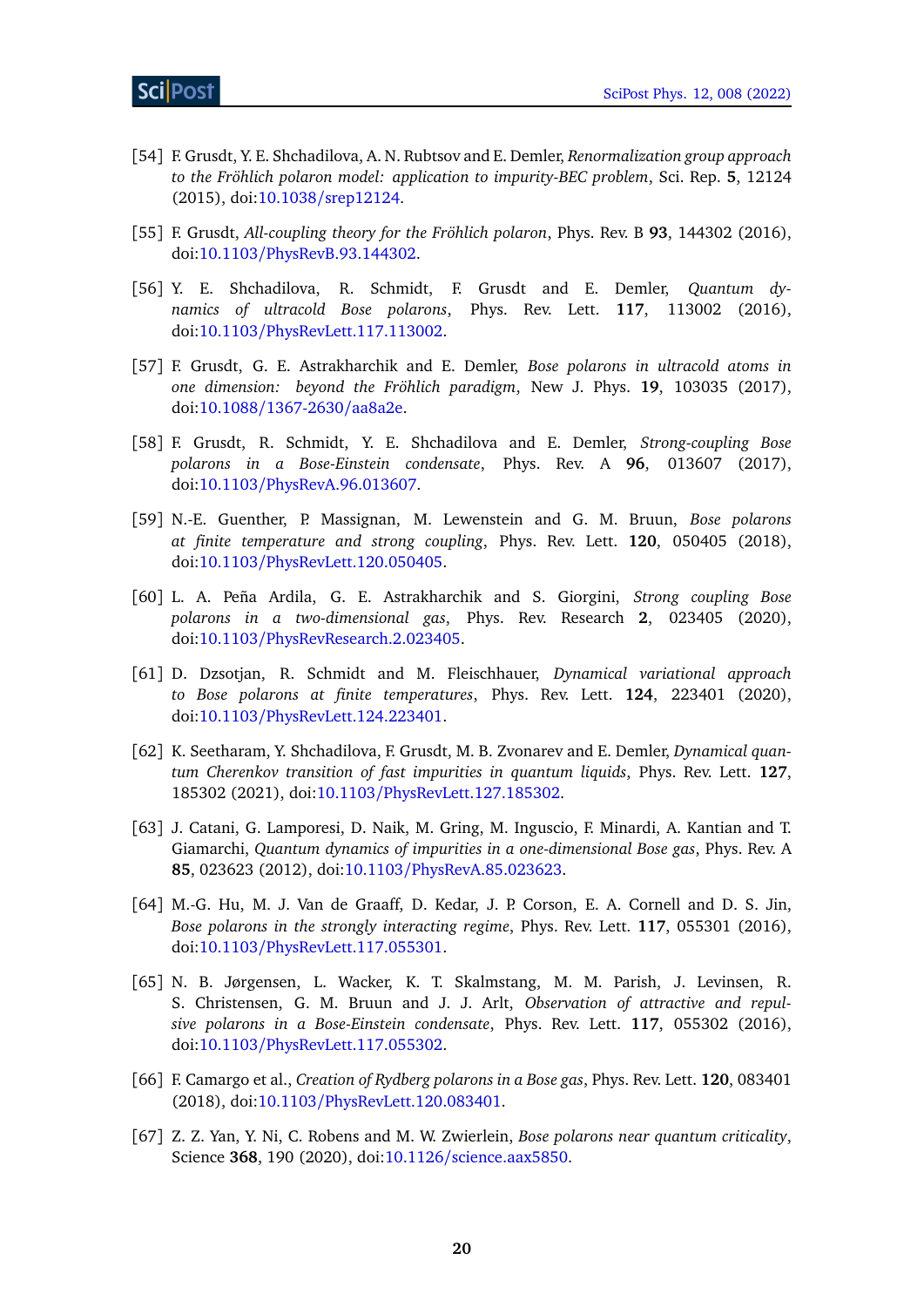[54] F. Grusdt, Y. E. Shchadilova, A. N. Rubtsov and E. Demler, *Renormalization group approach to the Fröhlich polaron model: application to impurity-BEC problem*, Sci. Rep. **5**, 12124 (2015), doi:10.1038/srep12124.

[55] F. Grusdt, *All-coupling theory for the Fröhlich polaron*, Phys. Rev. B **93**, 144302 (2016), doi:10.1103/PhysRevB.93.144302.

[56] Y. E. Shchadilova, R. Schmidt, F. Grusdt and E. Demler, *Quantum dynamics of ultracold Bose polarons*, Phys. Rev. Lett. **117**, 113002 (2016), doi:10.1103/PhysRevLett.117.113002.

[57] F. Grusdt, G. E. Astrakharchik and E. Demler, *Bose polarons in ultracold atoms in one dimension: beyond the Fröhlich paradigm*, New J. Phys. **19**, 103035 (2017), doi:10.1088/1367-2630/aa8a2e.

[58] F. Grusdt, R. Schmidt, Y. E. Shchadilova and E. Demler, *Strong-coupling Bose polarons in a Bose-Einstein condensate*, Phys. Rev. A **96**, 013607 (2017), doi:10.1103/PhysRevA.96.013607.

[59] N.-E. Guenther, P. Massignan, M. Lewenstein and G. M. Bruun, *Bose polarons at finite temperature and strong coupling*, Phys. Rev. Lett. **120**, 050405 (2018), doi:10.1103/PhysRevLett.120.050405.

[60] L. A. Peña Ardila, G. E. Astrakharchik and S. Giorgini, *Strong coupling Bose polarons in a two-dimensional gas*, Phys. Rev. Research **2**, 023405 (2020), doi:10.1103/PhysRevResearch.2.023405.

[61] D. Dzsotjan, R. Schmidt and M. Fleischhauer, *Dynamical variational approach to Bose polarons at finite temperatures*, Phys. Rev. Lett. **124**, 223401 (2020), doi:10.1103/PhysRevLett.124.223401.

[62] K. Seetharam, Y. Shchadilova, F. Grusdt, M. B. Zvonarev and E. Demler, *Dynamical quantum Cherenkov transition of fast impurities in quantum liquids*, Phys. Rev. Lett. **127**, 185302 (2021), doi:10.1103/PhysRevLett.127.185302.

[63] J. Catani, G. Lamporesi, D. Naik, M. Gring, M. Inguscio, F. Minardi, A. Kantian and T. Giamarchi, *Quantum dynamics of impurities in a one-dimensional Bose gas*, Phys. Rev. A **85**, 023623 (2012), doi:10.1103/PhysRevA.85.023623.

[64] M.-G. Hu, M. J. Van de Graaff, D. Kedar, J. P. Corson, E. A. Cornell and D. S. Jin, *Bose polarons in the strongly interacting regime*, Phys. Rev. Lett. **117**, 055301 (2016), doi:10.1103/PhysRevLett.117.055301.

[65] N. B. Jørgensen, L. Wacker, K. T. Skalmstang, M. M. Parish, J. Levinsen, R. S. Christensen, G. M. Bruun and J. J. Arlt, *Observation of attractive and repulsive polarons in a Bose-Einstein condensate*, Phys. Rev. Lett. **117**, 055302 (2016), doi:10.1103/PhysRevLett.117.055302.

[66] F. Camargo et al., *Creation of Rydberg polarons in a Bose gas*, Phys. Rev. Lett. **120**, 083401 (2018), doi:10.1103/PhysRevLett.120.083401.

[67] Z. Z. Yan, Y. Ni, C. Robens and M. W. Zwierlein, *Bose polarons near quantum criticality*, Science **368**, 190 (2020), doi:10.1126/science.aax5850.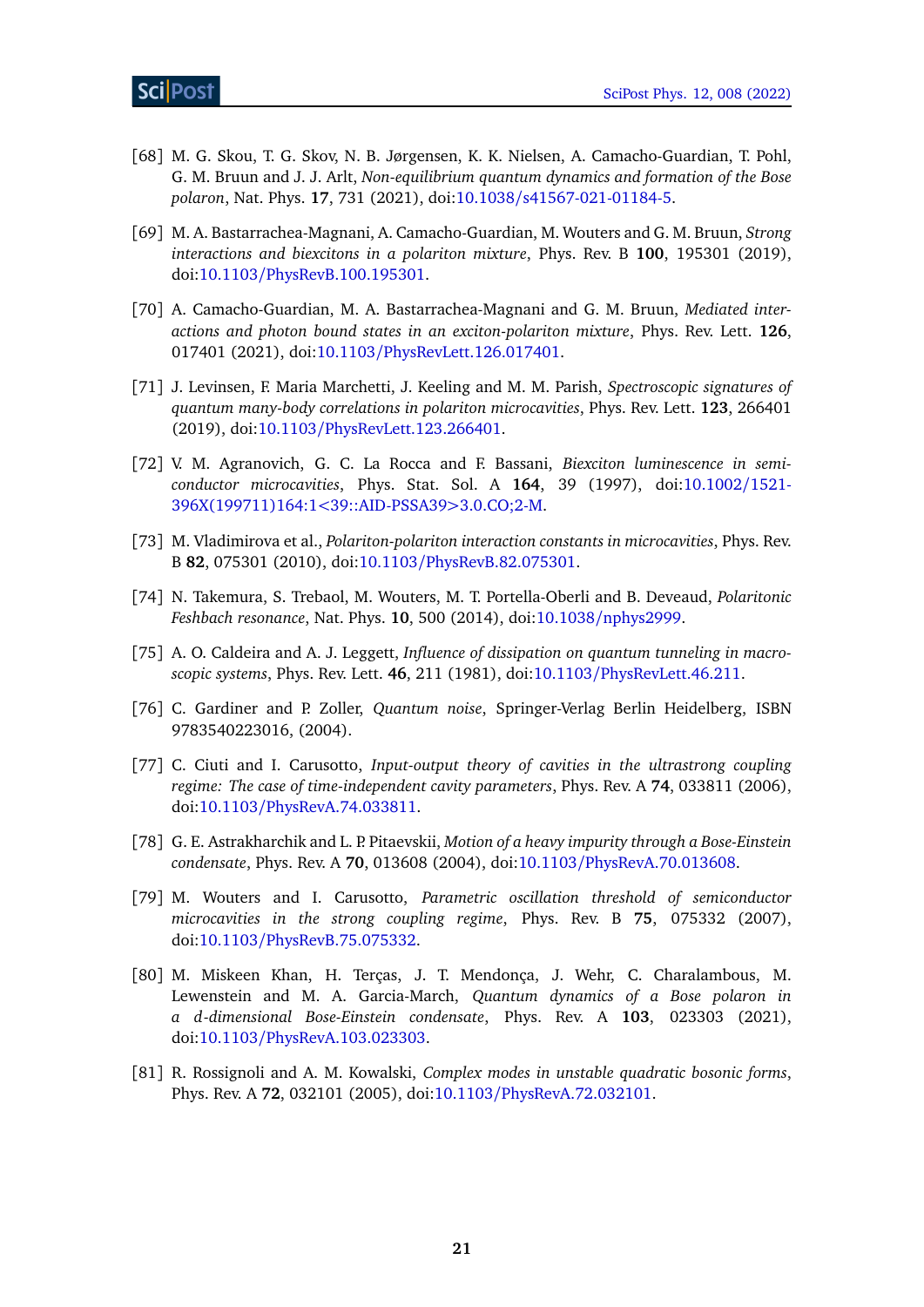[68] M. G. Skou, T. G. Skov, N. B. Jørgensen, K. K. Nielsen, A. Camacho-Guardian, T. Pohl, G. M. Bruun and J. J. Arlt, *Non-equilibrium quantum dynamics and formation of the Bose polaron*, Nat. Phys. **17**, 731 (2021), doi:10.1038/s41567-021-01184-5.

[69] M. A. Bastarrachea-Magnani, A. Camacho-Guardian, M. Wouters and G. M. Bruun, *Strong interactions and biexcitons in a polariton mixture*, Phys. Rev. B **100**, 195301 (2019), doi:10.1103/PhysRevB.100.195301.

[70] A. Camacho-Guardian, M. A. Bastarrachea-Magnani and G. M. Bruun, *Mediated interactions and photon bound states in an exciton-polariton mixture*, Phys. Rev. Lett. **126**, 017401 (2021), doi:10.1103/PhysRevLett.126.017401.

[71] J. Levinsen, F. Maria Marchetti, J. Keeling and M. M. Parish, *Spectroscopic signatures of quantum many-body correlations in polariton microcavities*, Phys. Rev. Lett. **123**, 266401 (2019), doi:10.1103/PhysRevLett.123.266401.

[72] V. M. Agranovich, G. C. La Rocca and F. Bassani, *Biexciton luminescence in semiconductor microcavities*, Phys. Stat. Sol. A **164**, 39 (1997), doi:10.1002/1521-396X(199711)164:1<39::AID-PSSA39>3.0.CO;2-M.

[73] M. Vladimirova et al., *Polariton-polariton interaction constants in microcavities*, Phys. Rev. B **82**, 075301 (2010), doi:10.1103/PhysRevB.82.075301.

[74] N. Takemura, S. Trebaol, M. Wouters, M. T. Portella-Oberli and B. Deveaud, *Polaritonic Feshbach resonance*, Nat. Phys. **10**, 500 (2014), doi:10.1038/nphys2999.

[75] A. O. Caldeira and A. J. Leggett, *Influence of dissipation on quantum tunneling in macroscopic systems*, Phys. Rev. Lett. **46**, 211 (1981), doi:10.1103/PhysRevLett.46.211.

[76] C. Gardiner and P. Zoller, *Quantum noise*, Springer-Verlag Berlin Heidelberg, ISBN 9783540223016, (2004).

[77] C. Ciuti and I. Carusotto, *Input-output theory of cavities in the ultrastrong coupling regime: The case of time-independent cavity parameters*, Phys. Rev. A **74**, 033811 (2006), doi:10.1103/PhysRevA.74.033811.

[78] G. E. Astrakharchik and L. P. Pitaevskii, *Motion of a heavy impurity through a Bose-Einstein condensate*, Phys. Rev. A **70**, 013608 (2004), doi:10.1103/PhysRevA.70.013608.

[79] M. Wouters and I. Carusotto, *Parametric oscillation threshold of semiconductor microcavities in the strong coupling regime*, Phys. Rev. B **75**, 075332 (2007), doi:10.1103/PhysRevB.75.075332.

[80] M. Miskeen Khan, H. Terças, J. T. Mendonça, J. Wehr, C. Charalambous, M. Lewenstein and M. A. Garcia-March, *Quantum dynamics of a Bose polaron in a d-dimensional Bose-Einstein condensate*, Phys. Rev. A **103**, 023303 (2021), doi:10.1103/PhysRevA.103.023303.

[81] R. Rossignoli and A. M. Kowalski, *Complex modes in unstable quadratic bosonic forms*, Phys. Rev. A **72**, 032101 (2005), doi:10.1103/PhysRevA.72.032101.